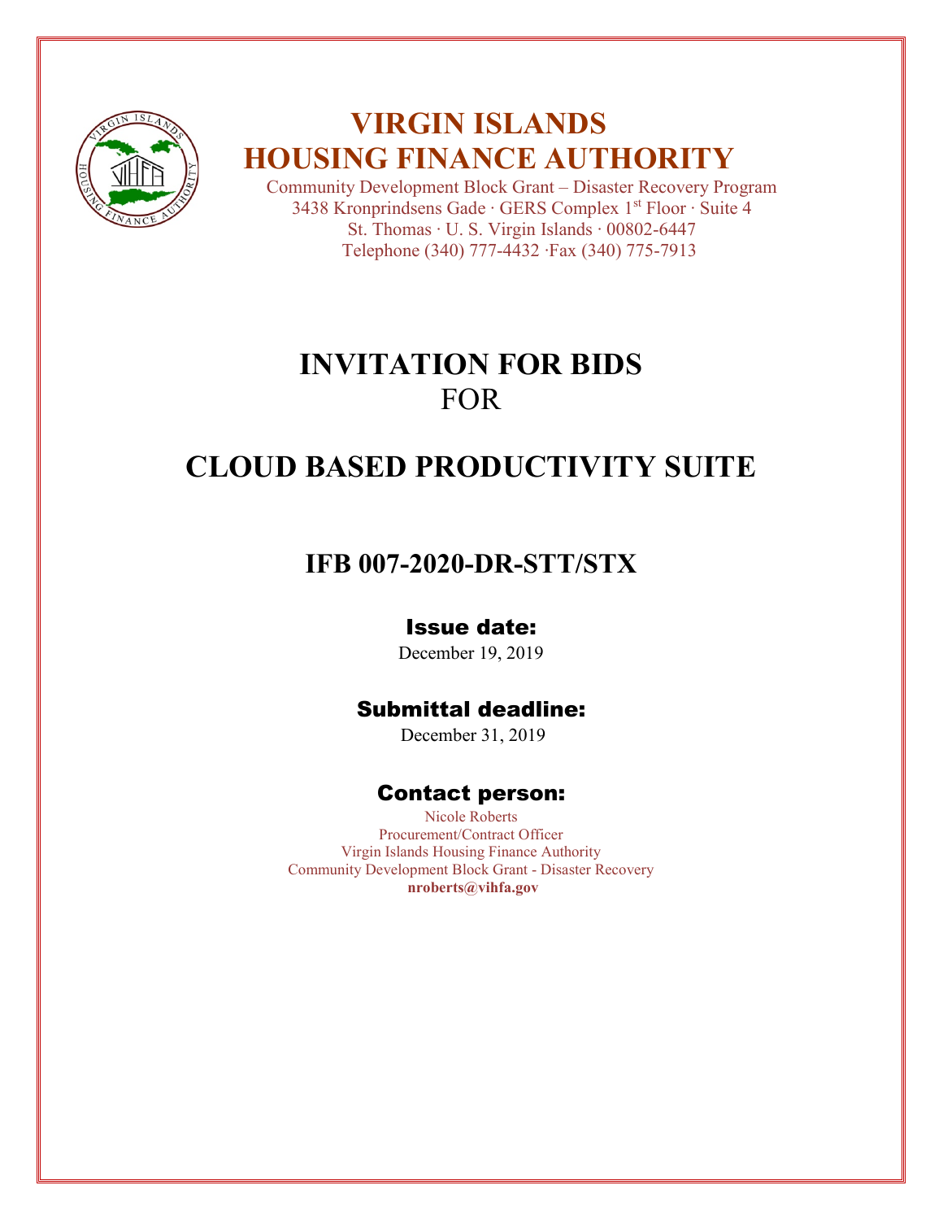# VIRGIN ISLANDS HOUSING FINANCE AUTHORITY

Community Development Block Grant – Disaster Recovery Program
3438 Kronprindsens Gade · GERS Complex 1st Floor · Suite 4
St. Thomas · U. S. Virgin Islands · 00802-6447
Telephone (340) 777-4432 ·Fax (340) 775-7913

# INVITATION FOR BIDS
FOR

# CLOUD BASED PRODUCTIVITY SUITE

## IFB 007-2020-DR-STT/STX

### Issue date:

December 19, 2019

### Submittal deadline:

December 31, 2019

### Contact person:

Nicole Roberts
Procurement/Contract Officer
Virgin Islands Housing Finance Authority
Community Development Block Grant - Disaster Recovery
**nroberts@vihfa.gov**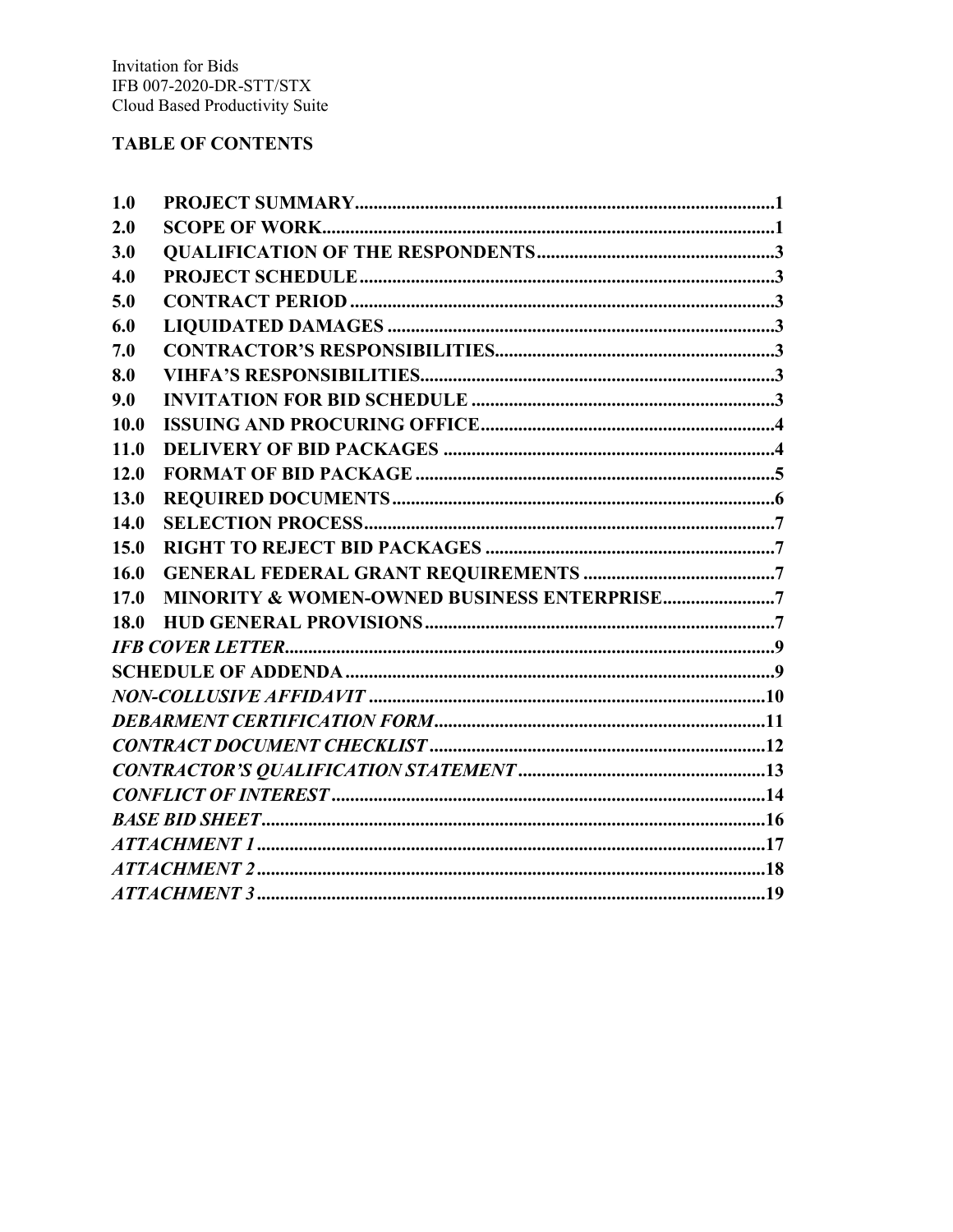Invitation for Bids
IFB 007-2020-DR-STT/STX
Cloud Based Productivity Suite

## TABLE OF CONTENTS

| | | |
|---|---|---|
| **1.0** | **PROJECT SUMMARY** | **1** |
| **2.0** | **SCOPE OF WORK** | **1** |
| **3.0** | **QUALIFICATION OF THE RESPONDENTS** | **3** |
| **4.0** | **PROJECT SCHEDULE** | **3** |
| **5.0** | **CONTRACT PERIOD** | **3** |
| **6.0** | **LIQUIDATED DAMAGES** | **3** |
| **7.0** | **CONTRACTOR'S RESPONSIBILITIES** | **3** |
| **8.0** | **VIHFA'S RESPONSIBILITIES** | **3** |
| **9.0** | **INVITATION FOR BID SCHEDULE** | **3** |
| **10.0** | **ISSUING AND PROCURING OFFICE** | **4** |
| **11.0** | **DELIVERY OF BID PACKAGES** | **4** |
| **12.0** | **FORMAT OF BID PACKAGE** | **5** |
| **13.0** | **REQUIRED DOCUMENTS** | **6** |
| **14.0** | **SELECTION PROCESS** | **7** |
| **15.0** | **RIGHT TO REJECT BID PACKAGES** | **7** |
| **16.0** | **GENERAL FEDERAL GRANT REQUIREMENTS** | **7** |
| **17.0** | **MINORITY & WOMEN-OWNED BUSINESS ENTERPRISE** | **7** |
| **18.0** | **HUD GENERAL PROVISIONS** | **7** |
| | ***IFB COVER LETTER*** | **9** |
| | **SCHEDULE OF ADDENDA** | **9** |
| | ***NON-COLLUSIVE AFFIDAVIT*** | **10** |
| | ***DEBARMENT CERTIFICATION FORM*** | **11** |
| | ***CONTRACT DOCUMENT CHECKLIST*** | **12** |
| | ***CONTRACTOR'S QUALIFICATION STATEMENT*** | **13** |
| | ***CONFLICT OF INTEREST*** | **14** |
| | ***BASE BID SHEET*** | **16** |
| | ***ATTACHMENT 1*** | **17** |
| | ***ATTACHMENT 2*** | **18** |
| | ***ATTACHMENT 3*** | **19** |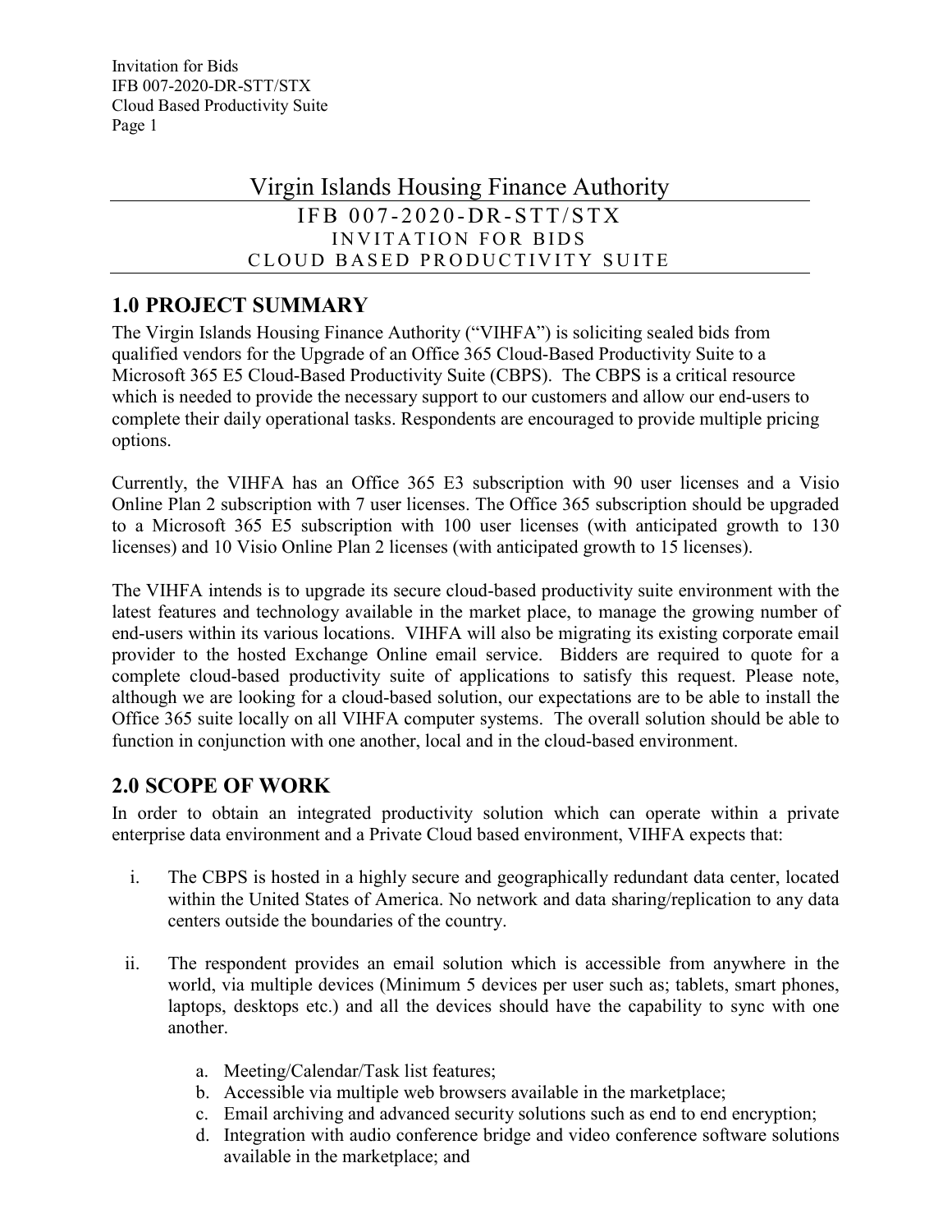# Virgin Islands Housing Finance Authority

IFB 007-2020-DR-STT/STX

INVITATION FOR BIDS

CLOUD BASED PRODUCTIVITY SUITE

## 1.0 PROJECT SUMMARY

The Virgin Islands Housing Finance Authority ("VIHFA") is soliciting sealed bids from qualified vendors for the Upgrade of an Office 365 Cloud-Based Productivity Suite to a Microsoft 365 E5 Cloud-Based Productivity Suite (CBPS). The CBPS is a critical resource which is needed to provide the necessary support to our customers and allow our end-users to complete their daily operational tasks. Respondents are encouraged to provide multiple pricing options.

Currently, the VIHFA has an Office 365 E3 subscription with 90 user licenses and a Visio Online Plan 2 subscription with 7 user licenses. The Office 365 subscription should be upgraded to a Microsoft 365 E5 subscription with 100 user licenses (with anticipated growth to 130 licenses) and 10 Visio Online Plan 2 licenses (with anticipated growth to 15 licenses).

The VIHFA intends is to upgrade its secure cloud-based productivity suite environment with the latest features and technology available in the market place, to manage the growing number of end-users within its various locations. VIHFA will also be migrating its existing corporate email provider to the hosted Exchange Online email service. Bidders are required to quote for a complete cloud-based productivity suite of applications to satisfy this request. Please note, although we are looking for a cloud-based solution, our expectations are to be able to install the Office 365 suite locally on all VIHFA computer systems. The overall solution should be able to function in conjunction with one another, local and in the cloud-based environment.

## 2.0 SCOPE OF WORK

In order to obtain an integrated productivity solution which can operate within a private enterprise data environment and a Private Cloud based environment, VIHFA expects that:

i. The CBPS is hosted in a highly secure and geographically redundant data center, located within the United States of America. No network and data sharing/replication to any data centers outside the boundaries of the country.

ii. The respondent provides an email solution which is accessible from anywhere in the world, via multiple devices (Minimum 5 devices per user such as; tablets, smart phones, laptops, desktops etc.) and all the devices should have the capability to sync with one another.

   a. Meeting/Calendar/Task list features;
   b. Accessible via multiple web browsers available in the marketplace;
   c. Email archiving and advanced security solutions such as end to end encryption;
   d. Integration with audio conference bridge and video conference software solutions available in the marketplace; and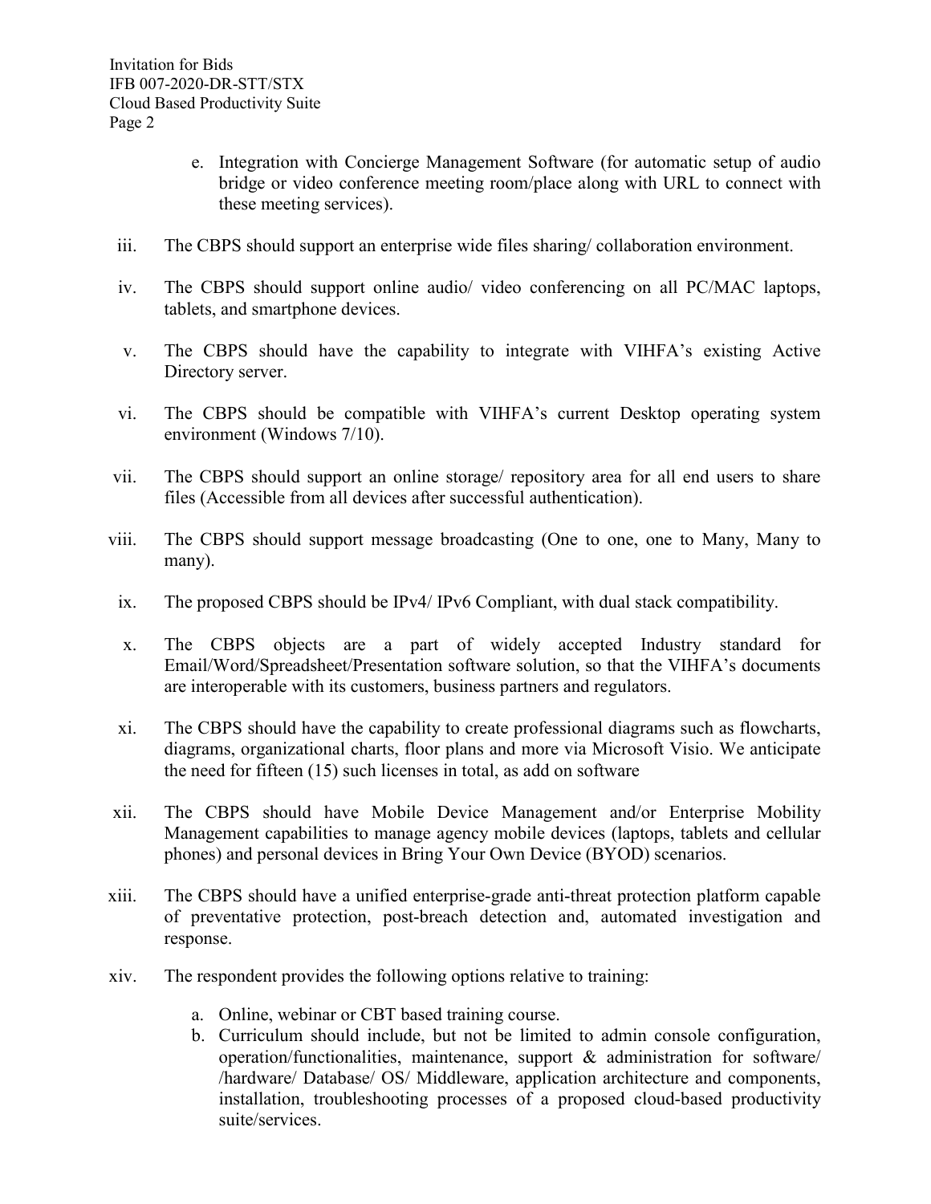e. Integration with Concierge Management Software (for automatic setup of audio bridge or video conference meeting room/place along with URL to connect with these meeting services).

iii. The CBPS should support an enterprise wide files sharing/ collaboration environment.

iv. The CBPS should support online audio/ video conferencing on all PC/MAC laptops, tablets, and smartphone devices.

v. The CBPS should have the capability to integrate with VIHFA's existing Active Directory server.

vi. The CBPS should be compatible with VIHFA's current Desktop operating system environment (Windows 7/10).

vii. The CBPS should support an online storage/ repository area for all end users to share files (Accessible from all devices after successful authentication).

viii. The CBPS should support message broadcasting (One to one, one to Many, Many to many).

ix. The proposed CBPS should be IPv4/ IPv6 Compliant, with dual stack compatibility.

x. The CBPS objects are a part of widely accepted Industry standard for Email/Word/Spreadsheet/Presentation software solution, so that the VIHFA's documents are interoperable with its customers, business partners and regulators.

xi. The CBPS should have the capability to create professional diagrams such as flowcharts, diagrams, organizational charts, floor plans and more via Microsoft Visio. We anticipate the need for fifteen (15) such licenses in total, as add on software

xii. The CBPS should have Mobile Device Management and/or Enterprise Mobility Management capabilities to manage agency mobile devices (laptops, tablets and cellular phones) and personal devices in Bring Your Own Device (BYOD) scenarios.

xiii. The CBPS should have a unified enterprise-grade anti-threat protection platform capable of preventative protection, post-breach detection and, automated investigation and response.

xiv. The respondent provides the following options relative to training:

   a. Online, webinar or CBT based training course.
   b. Curriculum should include, but not be limited to admin console configuration, operation/functionalities, maintenance, support & administration for software/ /hardware/ Database/ OS/ Middleware, application architecture and components, installation, troubleshooting processes of a proposed cloud-based productivity suite/services.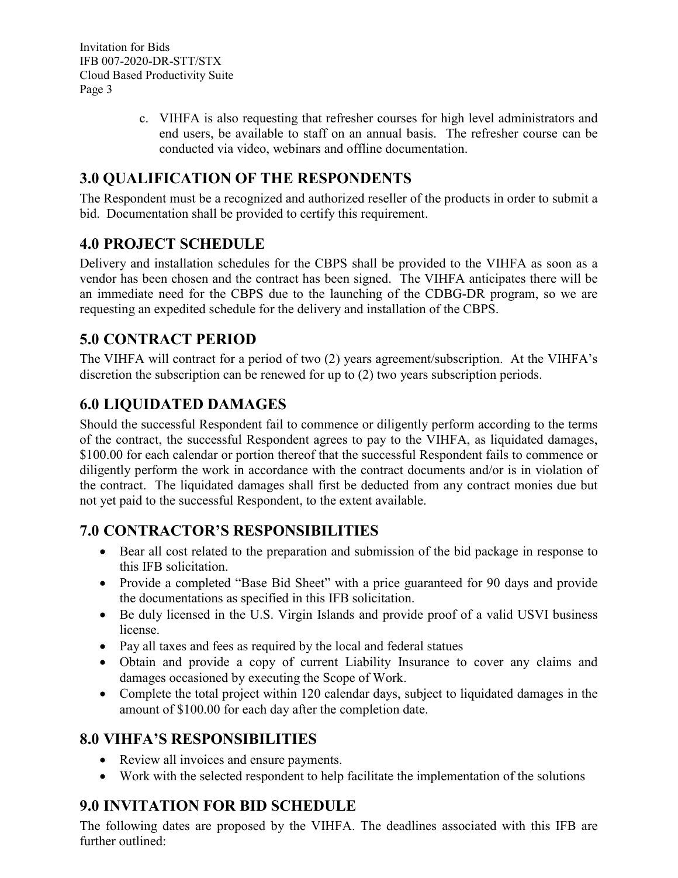c. VIHFA is also requesting that refresher courses for high level administrators and end users, be available to staff on an annual basis. The refresher course can be conducted via video, webinars and offline documentation.

## 3.0 QUALIFICATION OF THE RESPONDENTS

The Respondent must be a recognized and authorized reseller of the products in order to submit a bid. Documentation shall be provided to certify this requirement.

## 4.0 PROJECT SCHEDULE

Delivery and installation schedules for the CBPS shall be provided to the VIHFA as soon as a vendor has been chosen and the contract has been signed. The VIHFA anticipates there will be an immediate need for the CBPS due to the launching of the CDBG-DR program, so we are requesting an expedited schedule for the delivery and installation of the CBPS.

## 5.0 CONTRACT PERIOD

The VIHFA will contract for a period of two (2) years agreement/subscription. At the VIHFA's discretion the subscription can be renewed for up to (2) two years subscription periods.

## 6.0 LIQUIDATED DAMAGES

Should the successful Respondent fail to commence or diligently perform according to the terms of the contract, the successful Respondent agrees to pay to the VIHFA, as liquidated damages, $100.00 for each calendar or portion thereof that the successful Respondent fails to commence or diligently perform the work in accordance with the contract documents and/or is in violation of the contract. The liquidated damages shall first be deducted from any contract monies due but not yet paid to the successful Respondent, to the extent available.

## 7.0 CONTRACTOR'S RESPONSIBILITIES

- Bear all cost related to the preparation and submission of the bid package in response to this IFB solicitation.
- Provide a completed "Base Bid Sheet" with a price guaranteed for 90 days and provide the documentations as specified in this IFB solicitation.
- Be duly licensed in the U.S. Virgin Islands and provide proof of a valid USVI business license.
- Pay all taxes and fees as required by the local and federal statues
- Obtain and provide a copy of current Liability Insurance to cover any claims and damages occasioned by executing the Scope of Work.
- Complete the total project within 120 calendar days, subject to liquidated damages in the amount of $100.00 for each day after the completion date.

## 8.0 VIHFA'S RESPONSIBILITIES

- Review all invoices and ensure payments.
- Work with the selected respondent to help facilitate the implementation of the solutions

## 9.0 INVITATION FOR BID SCHEDULE

The following dates are proposed by the VIHFA. The deadlines associated with this IFB are further outlined: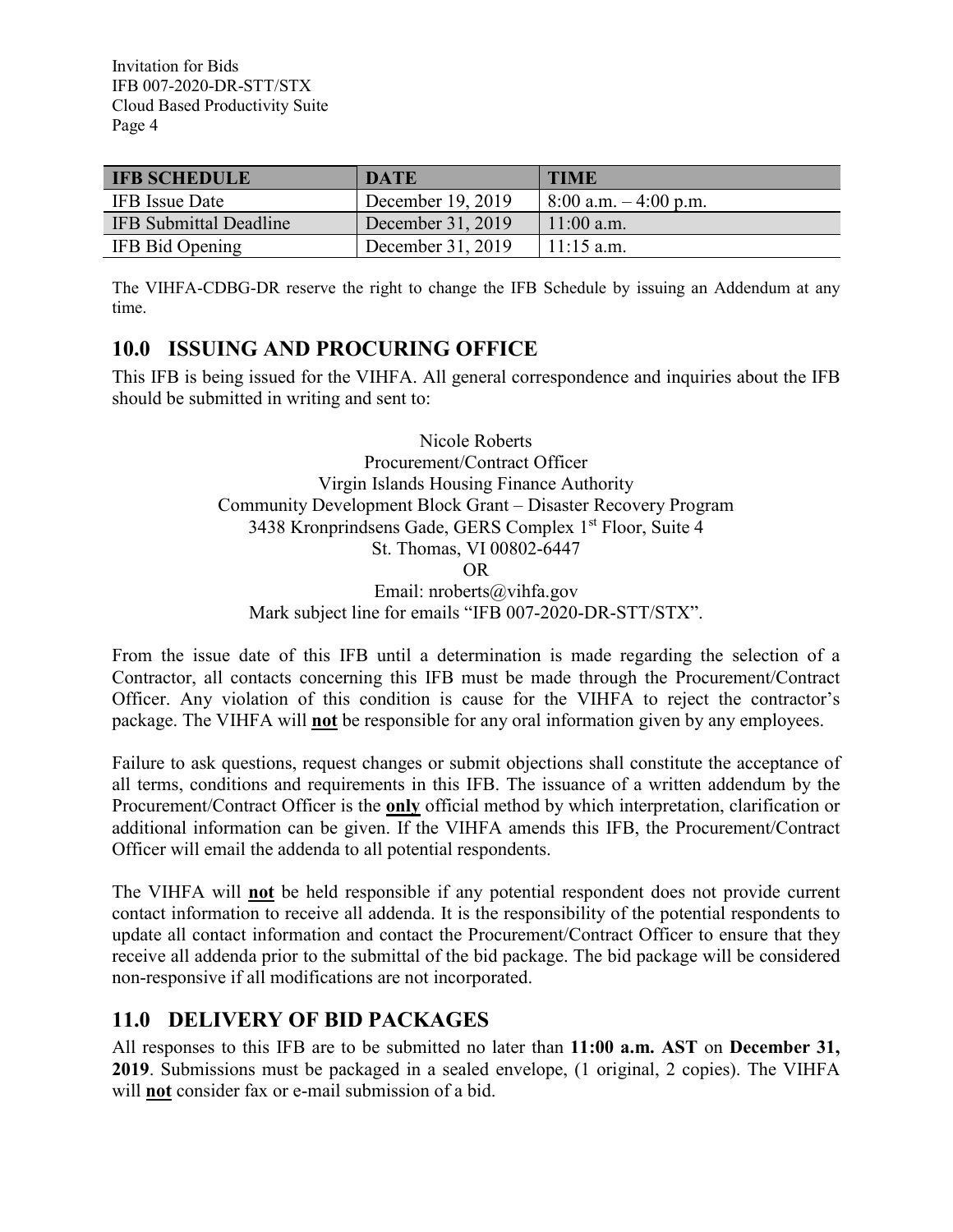| IFB SCHEDULE | DATE | TIME |
| --- | --- | --- |
| IFB Issue Date | December 19, 2019 | 8:00 a.m. – 4:00 p.m. |
| IFB Submittal Deadline | December 31, 2019 | 11:00 a.m. |
| IFB Bid Opening | December 31, 2019 | 11:15 a.m. |

The VIHFA-CDBG-DR reserve the right to change the IFB Schedule by issuing an Addendum at any time.

## 10.0 ISSUING AND PROCURING OFFICE

This IFB is being issued for the VIHFA. All general correspondence and inquiries about the IFB should be submitted in writing and sent to:

Nicole Roberts
Procurement/Contract Officer
Virgin Islands Housing Finance Authority
Community Development Block Grant – Disaster Recovery Program
3438 Kronprindsens Gade, GERS Complex 1st Floor, Suite 4
St. Thomas, VI 00802-6447
OR
Email: nroberts@vihfa.gov
Mark subject line for emails "IFB 007-2020-DR-STT/STX".

From the issue date of this IFB until a determination is made regarding the selection of a Contractor, all contacts concerning this IFB must be made through the Procurement/Contract Officer. Any violation of this condition is cause for the VIHFA to reject the contractor's package. The VIHFA will **not** be responsible for any oral information given by any employees.

Failure to ask questions, request changes or submit objections shall constitute the acceptance of all terms, conditions and requirements in this IFB. The issuance of a written addendum by the Procurement/Contract Officer is the **only** official method by which interpretation, clarification or additional information can be given. If the VIHFA amends this IFB, the Procurement/Contract Officer will email the addenda to all potential respondents.

The VIHFA will **not** be held responsible if any potential respondent does not provide current contact information to receive all addenda. It is the responsibility of the potential respondents to update all contact information and contact the Procurement/Contract Officer to ensure that they receive all addenda prior to the submittal of the bid package. The bid package will be considered non-responsive if all modifications are not incorporated.

## 11.0 DELIVERY OF BID PACKAGES

All responses to this IFB are to be submitted no later than **11:00 a.m. AST** on **December 31, 2019**. Submissions must be packaged in a sealed envelope, (1 original, 2 copies). The VIHFA will **not** consider fax or e-mail submission of a bid.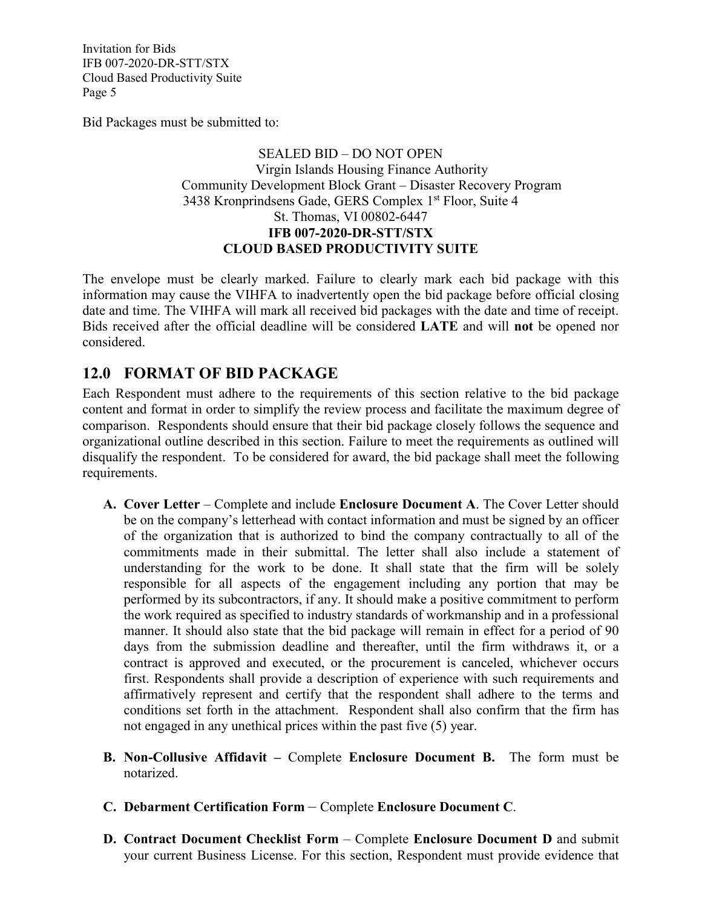Bid Packages must be submitted to:

SEALED BID – DO NOT OPEN
Virgin Islands Housing Finance Authority
Community Development Block Grant – Disaster Recovery Program
3438 Kronprindsens Gade, GERS Complex 1st Floor, Suite 4
St. Thomas, VI 00802-6447
**IFB 007-2020-DR-STT/STX**
**CLOUD BASED PRODUCTIVITY SUITE**

The envelope must be clearly marked. Failure to clearly mark each bid package with this information may cause the VIHFA to inadvertently open the bid package before official closing date and time. The VIHFA will mark all received bid packages with the date and time of receipt. Bids received after the official deadline will be considered **LATE** and will **not** be opened nor considered.

## 12.0 FORMAT OF BID PACKAGE

Each Respondent must adhere to the requirements of this section relative to the bid package content and format in order to simplify the review process and facilitate the maximum degree of comparison. Respondents should ensure that their bid package closely follows the sequence and organizational outline described in this section. Failure to meet the requirements as outlined will disqualify the respondent. To be considered for award, the bid package shall meet the following requirements.

**A. Cover Letter** – Complete and include **Enclosure Document A**. The Cover Letter should be on the company's letterhead with contact information and must be signed by an officer of the organization that is authorized to bind the company contractually to all of the commitments made in their submittal. The letter shall also include a statement of understanding for the work to be done. It shall state that the firm will be solely responsible for all aspects of the engagement including any portion that may be performed by its subcontractors, if any. It should make a positive commitment to perform the work required as specified to industry standards of workmanship and in a professional manner. It should also state that the bid package will remain in effect for a period of 90 days from the submission deadline and thereafter, until the firm withdraws it, or a contract is approved and executed, or the procurement is canceled, whichever occurs first. Respondents shall provide a description of experience with such requirements and affirmatively represent and certify that the respondent shall adhere to the terms and conditions set forth in the attachment. Respondent shall also confirm that the firm has not engaged in any unethical prices within the past five (5) year.

**B. Non-Collusive Affidavit –** Complete **Enclosure Document B.** The form must be notarized.

**C. Debarment Certification Form** – Complete **Enclosure Document C**.

**D. Contract Document Checklist Form** – Complete **Enclosure Document D** and submit your current Business License. For this section, Respondent must provide evidence that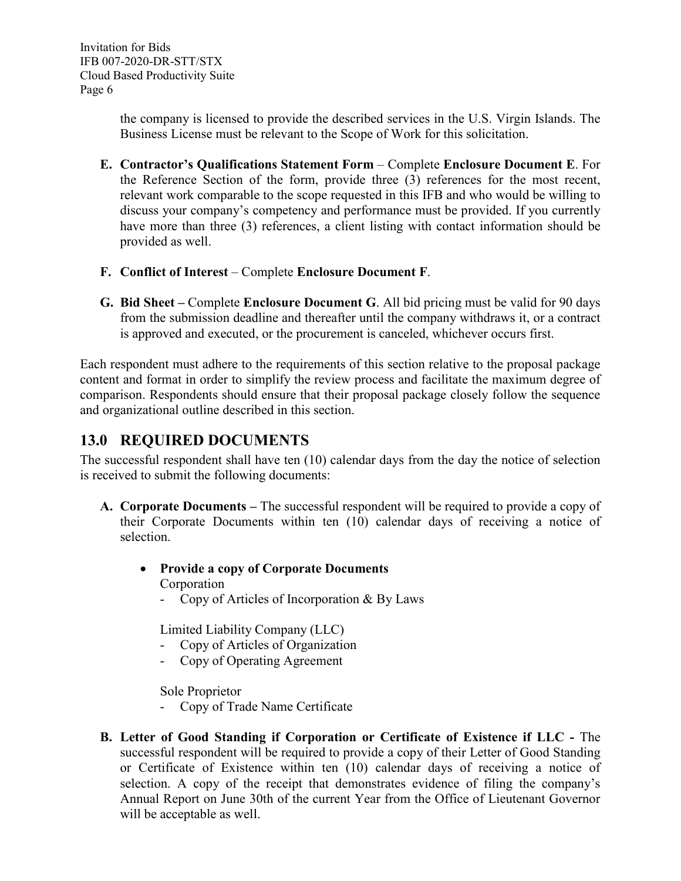the company is licensed to provide the described services in the U.S. Virgin Islands. The Business License must be relevant to the Scope of Work for this solicitation.

**E. Contractor's Qualifications Statement Form** – Complete **Enclosure Document E**. For the Reference Section of the form, provide three (3) references for the most recent, relevant work comparable to the scope requested in this IFB and who would be willing to discuss your company's competency and performance must be provided. If you currently have more than three (3) references, a client listing with contact information should be provided as well.

**F. Conflict of Interest** – Complete **Enclosure Document F**.

**G. Bid Sheet –** Complete **Enclosure Document G**. All bid pricing must be valid for 90 days from the submission deadline and thereafter until the company withdraws it, or a contract is approved and executed, or the procurement is canceled, whichever occurs first.

Each respondent must adhere to the requirements of this section relative to the proposal package content and format in order to simplify the review process and facilitate the maximum degree of comparison. Respondents should ensure that their proposal package closely follow the sequence and organizational outline described in this section.

## 13.0 REQUIRED DOCUMENTS

The successful respondent shall have ten (10) calendar days from the day the notice of selection is received to submit the following documents:

**A. Corporate Documents –** The successful respondent will be required to provide a copy of their Corporate Documents within ten (10) calendar days of receiving a notice of selection.

- **Provide a copy of Corporate Documents**

  Corporation
  - Copy of Articles of Incorporation & By Laws

  Limited Liability Company (LLC)
  - Copy of Articles of Organization
  - Copy of Operating Agreement

  Sole Proprietor
  - Copy of Trade Name Certificate

**B. Letter of Good Standing if Corporation or Certificate of Existence if LLC -** The successful respondent will be required to provide a copy of their Letter of Good Standing or Certificate of Existence within ten (10) calendar days of receiving a notice of selection. A copy of the receipt that demonstrates evidence of filing the company's Annual Report on June 30th of the current Year from the Office of Lieutenant Governor will be acceptable as well.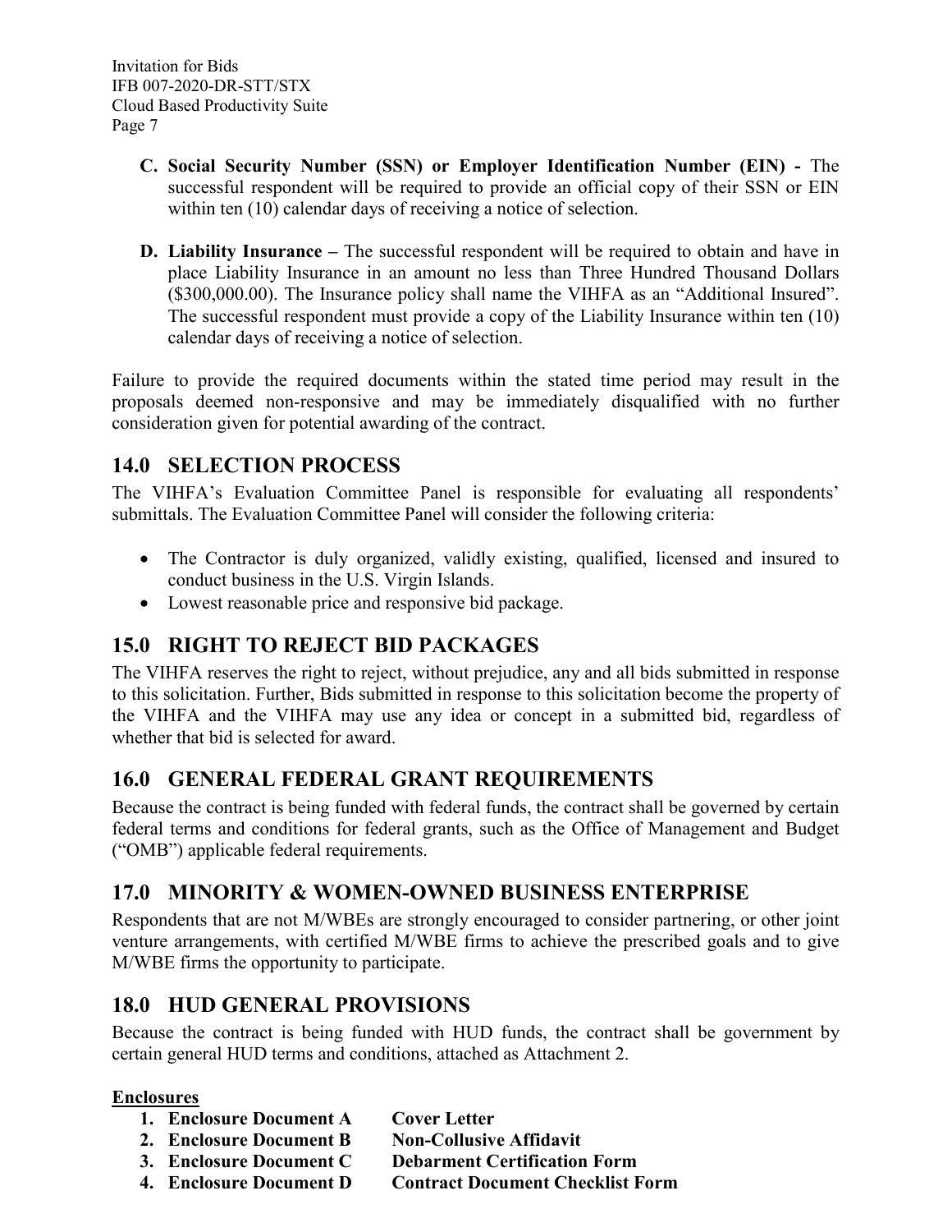**C. Social Security Number (SSN) or Employer Identification Number (EIN) -** The successful respondent will be required to provide an official copy of their SSN or EIN within ten (10) calendar days of receiving a notice of selection.

**D. Liability Insurance –** The successful respondent will be required to obtain and have in place Liability Insurance in an amount no less than Three Hundred Thousand Dollars ($300,000.00). The Insurance policy shall name the VIHFA as an "Additional Insured". The successful respondent must provide a copy of the Liability Insurance within ten (10) calendar days of receiving a notice of selection.

Failure to provide the required documents within the stated time period may result in the proposals deemed non-responsive and may be immediately disqualified with no further consideration given for potential awarding of the contract.

## 14.0 SELECTION PROCESS

The VIHFA's Evaluation Committee Panel is responsible for evaluating all respondents' submittals. The Evaluation Committee Panel will consider the following criteria:

- The Contractor is duly organized, validly existing, qualified, licensed and insured to conduct business in the U.S. Virgin Islands.
- Lowest reasonable price and responsive bid package.

## 15.0 RIGHT TO REJECT BID PACKAGES

The VIHFA reserves the right to reject, without prejudice, any and all bids submitted in response to this solicitation. Further, Bids submitted in response to this solicitation become the property of the VIHFA and the VIHFA may use any idea or concept in a submitted bid, regardless of whether that bid is selected for award.

## 16.0 GENERAL FEDERAL GRANT REQUIREMENTS

Because the contract is being funded with federal funds, the contract shall be governed by certain federal terms and conditions for federal grants, such as the Office of Management and Budget ("OMB") applicable federal requirements.

## 17.0 MINORITY & WOMEN-OWNED BUSINESS ENTERPRISE

Respondents that are not M/WBEs are strongly encouraged to consider partnering, or other joint venture arrangements, with certified M/WBE firms to achieve the prescribed goals and to give M/WBE firms the opportunity to participate.

## 18.0 HUD GENERAL PROVISIONS

Because the contract is being funded with HUD funds, the contract shall be government by certain general HUD terms and conditions, attached as Attachment 2.

**Enclosures**

1. **Enclosure Document A** **Cover Letter**
2. **Enclosure Document B** **Non-Collusive Affidavit**
3. **Enclosure Document C** **Debarment Certification Form**
4. **Enclosure Document D** **Contract Document Checklist Form**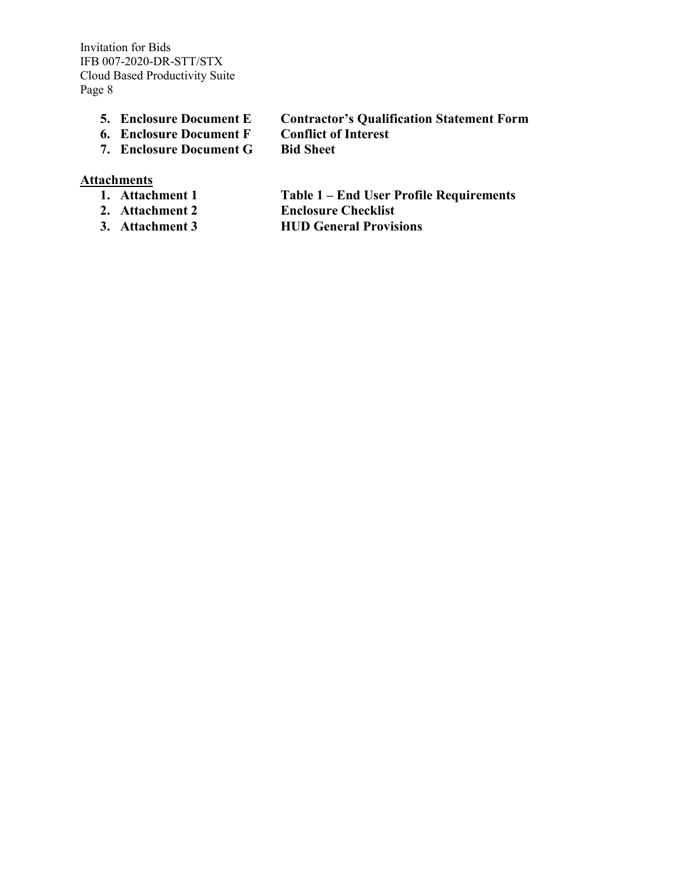5. **Enclosure Document E** **Contractor's Qualification Statement Form**
6. **Enclosure Document F** **Conflict of Interest**
7. **Enclosure Document G** **Bid Sheet**

**Attachments**

1. **Attachment 1** **Table 1 – End User Profile Requirements**
2. **Attachment 2** **Enclosure Checklist**
3. **Attachment 3** **HUD General Provisions**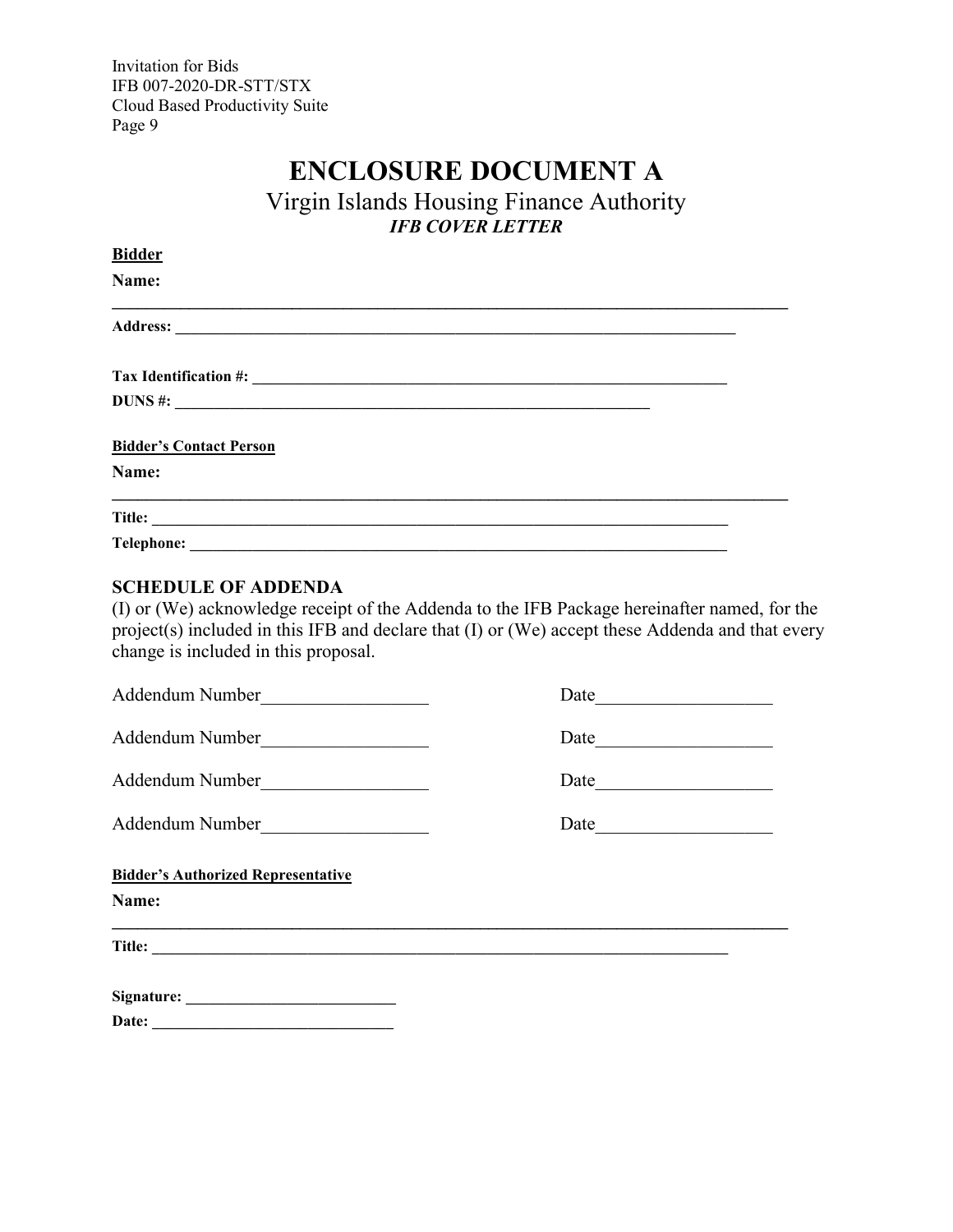# ENCLOSURE DOCUMENT A

## Virgin Islands Housing Finance Authority

***IFB COVER LETTER***

**Bidder**

**Name:**

______________________________________________________________________________

**Address:** ______________________________________________________________________

**Tax Identification #:** ___________________________________________________________

**DUNS #:** ______________________________________________________________

**Bidder's Contact Person**

**Name:**

______________________________________________________________________________

**Title:** _________________________________________________________________________

**Telephone:** ____________________________________________________________________

### SCHEDULE OF ADDENDA

(I) or (We) acknowledge receipt of the Addenda to the IFB Package hereinafter named, for the project(s) included in this IFB and declare that (I) or (We) accept these Addenda and that every change is included in this proposal.

Addendum Number__________________ Date___________________

Addendum Number__________________ Date___________________

Addendum Number__________________ Date___________________

Addendum Number__________________ Date___________________

**Bidder's Authorized Representative**

**Name:**

______________________________________________________________________________

**Title:** _________________________________________________________________________

**Signature:** __________________________

**Date:** ______________________________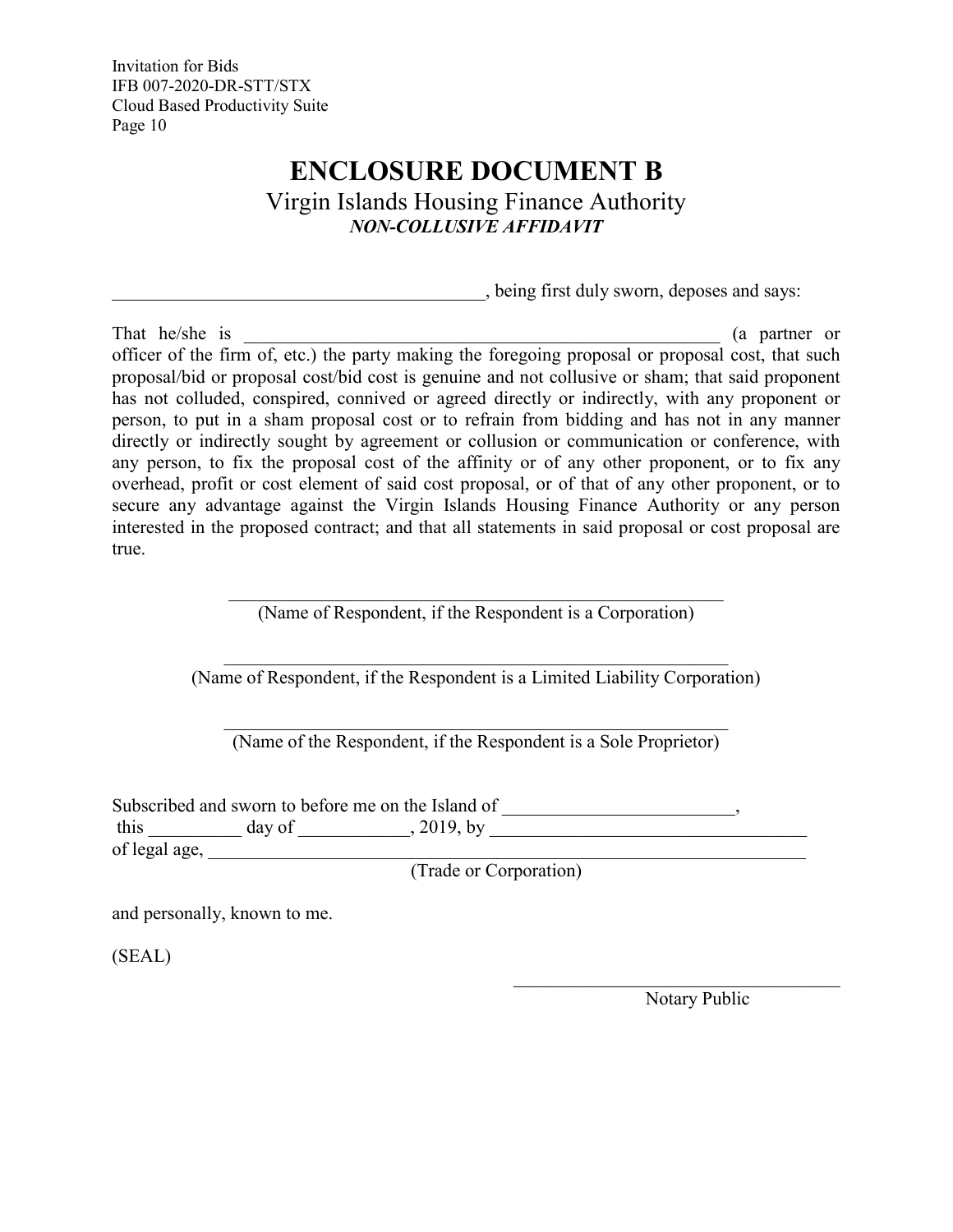# ENCLOSURE DOCUMENT B

## Virgin Islands Housing Finance Authority

***NON-COLLUSIVE AFFIDAVIT***

________________________________________, being first duly sworn, deposes and says:

That he/she is ______________________________________________________ (a partner or officer of the firm of, etc.) the party making the foregoing proposal or proposal cost, that such proposal/bid or proposal cost/bid cost is genuine and not collusive or sham; that said proponent has not colluded, conspired, connived or agreed directly or indirectly, with any proponent or person, to put in a sham proposal cost or to refrain from bidding and has not in any manner directly or indirectly sought by agreement or collusion or communication or conference, with any person, to fix the proposal cost of the affinity or of any other proponent, or to fix any overhead, profit or cost element of said cost proposal, or of that of any other proponent, or to secure any advantage against the Virgin Islands Housing Finance Authority or any person interested in the proposed contract; and that all statements in said proposal or cost proposal are true.

______________________________________________________
(Name of Respondent, if the Respondent is a Corporation)

______________________________________________________
(Name of Respondent, if the Respondent is a Limited Liability Corporation)

______________________________________________________
(Name of the Respondent, if the Respondent is a Sole Proprietor)

Subscribed and sworn to before me on the Island of ________________________,
this __________ day of ____________, 2019, by __________________________________
of legal age, ______________________________________________________________
(Trade or Corporation)

and personally, known to me.

(SEAL)

______________________________________
Notary Public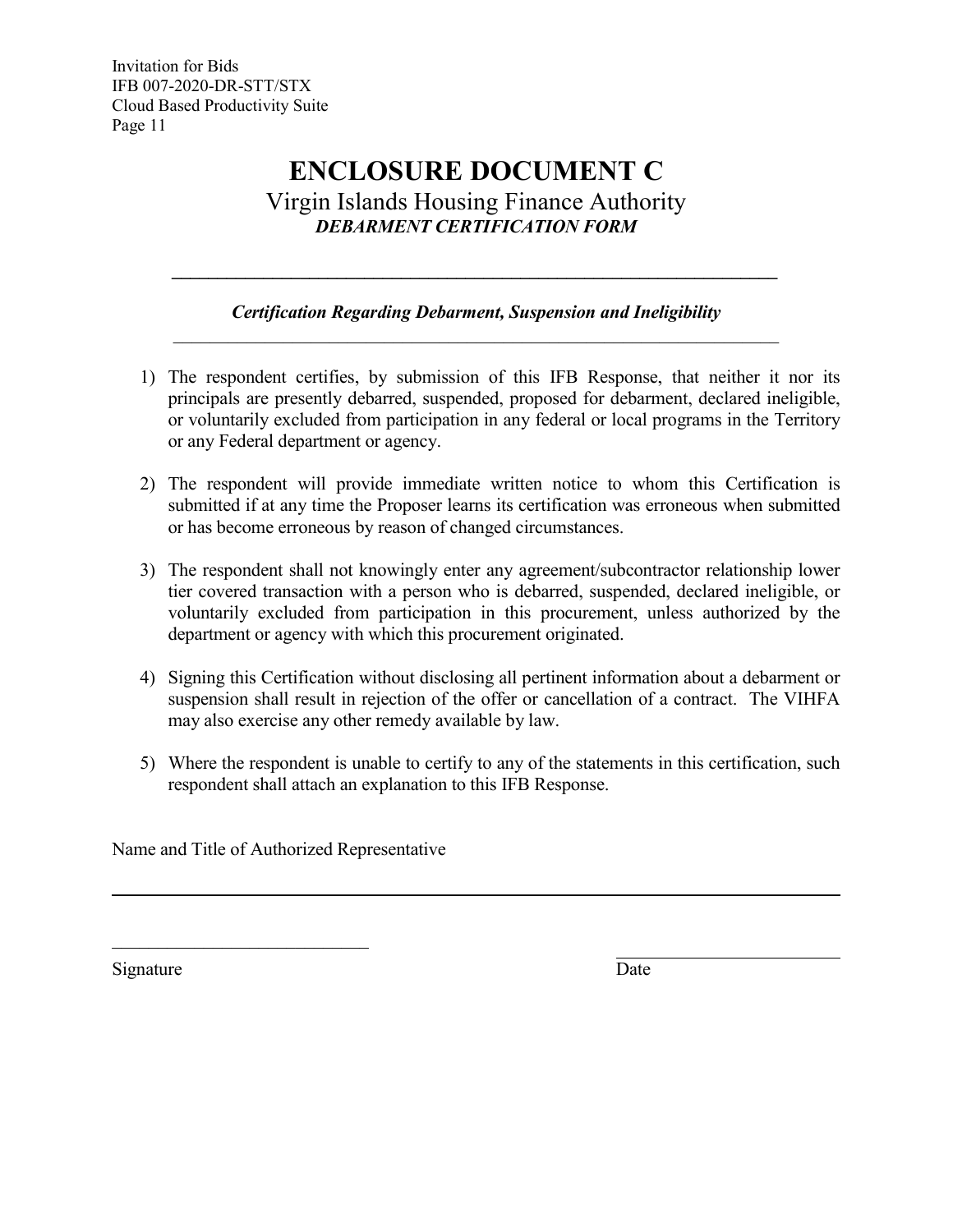# ENCLOSURE DOCUMENT C

## Virgin Islands Housing Finance Authority

***DEBARMENT CERTIFICATION FORM***

---

***Certification Regarding Debarment, Suspension and Ineligibility***

---

1) The respondent certifies, by submission of this IFB Response, that neither it nor its principals are presently debarred, suspended, proposed for debarment, declared ineligible, or voluntarily excluded from participation in any federal or local programs in the Territory or any Federal department or agency.

2) The respondent will provide immediate written notice to whom this Certification is submitted if at any time the Proposer learns its certification was erroneous when submitted or has become erroneous by reason of changed circumstances.

3) The respondent shall not knowingly enter any agreement/subcontractor relationship lower tier covered transaction with a person who is debarred, suspended, declared ineligible, or voluntarily excluded from participation in this procurement, unless authorized by the department or agency with which this procurement originated.

4) Signing this Certification without disclosing all pertinent information about a debarment or suspension shall result in rejection of the offer or cancellation of a contract. The VIHFA may also exercise any other remedy available by law.

5) Where the respondent is unable to certify to any of the statements in this certification, such respondent shall attach an explanation to this IFB Response.

Name and Title of Authorized Representative

\_\_\_\_\_\_\_\_\_\_\_\_\_\_\_\_\_\_\_\_\_\_\_\_\_\_\_\_\_\_\_\_\_\_\_\_\_\_\_\_\_\_\_\_\_\_\_\_\_\_\_\_\_\_\_\_\_\_\_\_

\_\_\_\_\_\_\_\_\_\_\_\_\_\_\_\_\_\_\_\_\_\_\_\_\_\_ \_\_\_\_\_\_\_\_\_\_\_\_\_\_\_\_\_\_\_\_\_\_

Signature Date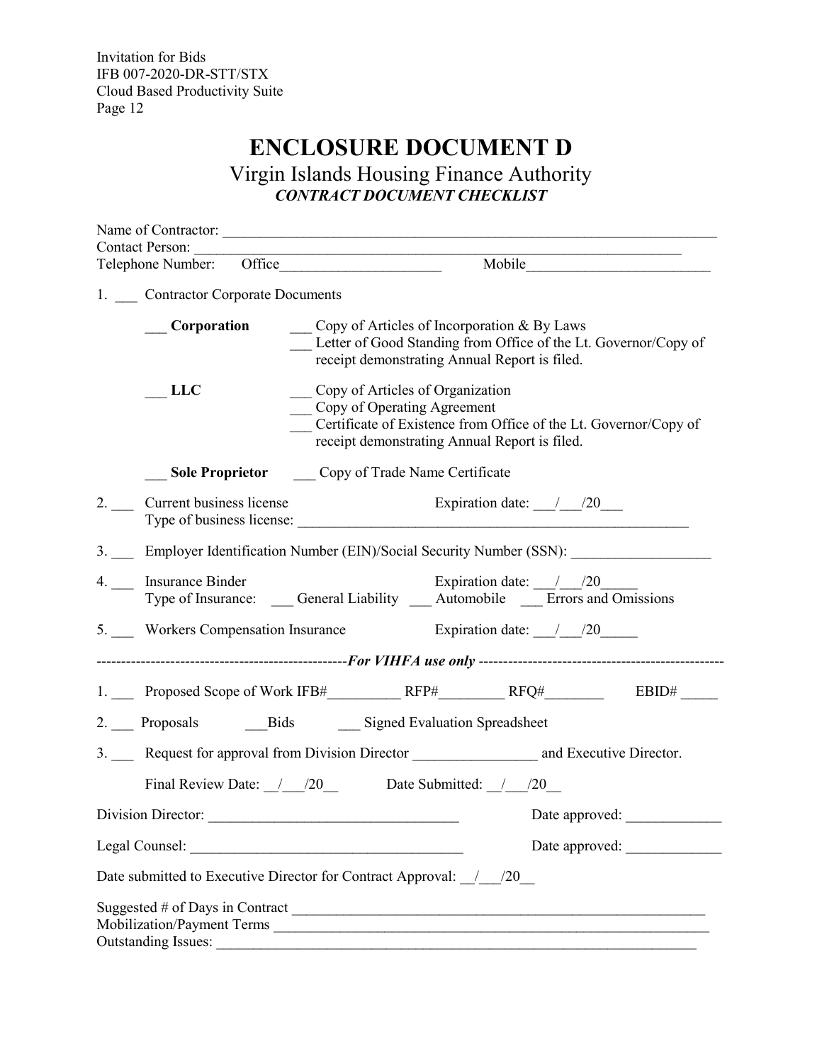# ENCLOSURE DOCUMENT D

## Virgin Islands Housing Finance Authority

***CONTRACT DOCUMENT CHECKLIST***

Name of Contractor: ______________________________________________________________________
Contact Person: __________________________________________________________________________
Telephone Number: Office______________________ Mobile_________________________

1. ___ Contractor Corporate Documents

   ___ **Corporation** ___ Copy of Articles of Incorporation & By Laws
   ___ Letter of Good Standing from Office of the Lt. Governor/Copy of receipt demonstrating Annual Report is filed.

   ___ **LLC** ___ Copy of Articles of Organization
   ___ Copy of Operating Agreement
   ___ Certificate of Existence from Office of the Lt. Governor/Copy of receipt demonstrating Annual Report is filed.

   ___ **Sole Proprietor** ___ Copy of Trade Name Certificate

2. ___ Current business license Expiration date: ___/___/20___
   Type of business license: _______________________________________________________

3. ___ Employer Identification Number (EIN)/Social Security Number (SSN): ___________________

4. ___ Insurance Binder Expiration date: ___/___/20_____
   Type of Insurance: ___ General Liability ___ Automobile ___ Errors and Omissions

5. ___ Workers Compensation Insurance Expiration date: ___/___/20_____

---------------------------------------------------*For VIHFA use only* ---------------------------------------------------

1. ___ Proposed Scope of Work IFB#__________ RFP#_________ RFQ#________ EBID# _____

2. ___ Proposals ___Bids ___ Signed Evaluation Spreadsheet

3. ___ Request for approval from Division Director _________________ and Executive Director.

   Final Review Date: __/___/20__ Date Submitted: __/___/20__

Division Director: __________________________________ Date approved: _____________

Legal Counsel: _____________________________________ Date approved: _____________

Date submitted to Executive Director for Contract Approval: __/___/20__

Suggested # of Days in Contract ___________________________________________________________
Mobilization/Payment Terms _____________________________________________________________
Outstanding Issues: _____________________________________________________________________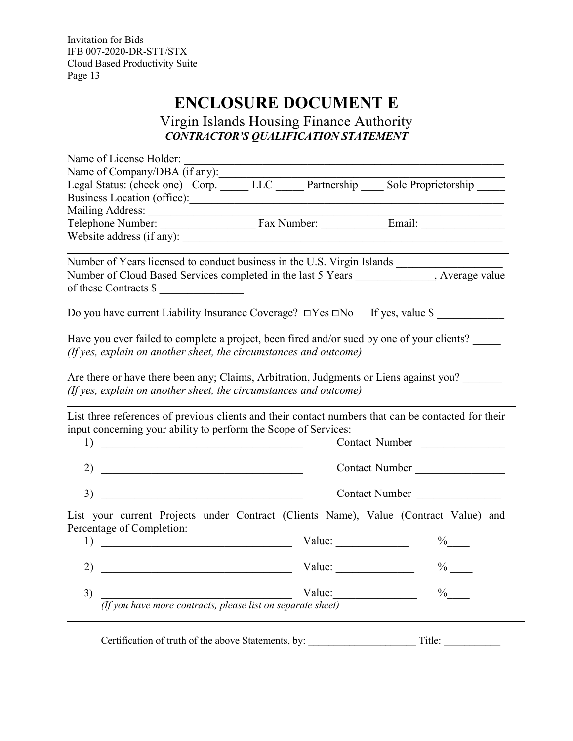# ENCLOSURE DOCUMENT E

## Virgin Islands Housing Finance Authority

### *CONTRACTOR'S QUALIFICATION STATEMENT*

Name of License Holder: ______________________________________________________________

Name of Company/DBA (if any):__________________________________________________________

Legal Status: (check one) Corp. _____ LLC _____ Partnership ____ Sole Proprietorship _____

Business Location (office):_____________________________________________________________

Mailing Address: _______________________________________________________________________

Telephone Number: _________________ Fax Number: ___________Email: _______________

Website address (if any): _______________________________________________________________

---

Number of Years licensed to conduct business in the U.S. Virgin Islands __________________

Number of Cloud Based Services completed in the last 5 Years _____________, Average value of these Contracts $ _______________

Do you have current Liability Insurance Coverage? ☐Yes ☐No If yes, value $ ____________

Have you ever failed to complete a project, been fired and/or sued by one of your clients? _____
*(If yes, explain on another sheet, the circumstances and outcome)*

Are there or have there been any; Claims, Arbitration, Judgments or Liens against you? _______
*(If yes, explain on another sheet, the circumstances and outcome)*

---

List three references of previous clients and their contact numbers that can be contacted for their input concerning your ability to perform the Scope of Services:

1) ____________________________________ Contact Number _______________

2) ____________________________________ Contact Number ________________

3) ____________________________________ Contact Number _______________

List your current Projects under Contract (Clients Name), Value (Contract Value) and Percentage of Completion:

1) __________________________________ Value: _____________ %____

2) __________________________________ Value: ______________ % ____

3) __________________________________ Value:_______________ %____

*(If you have more contracts, please list on separate sheet)*

---

Certification of truth of the above Statements, by: _____________________ Title: ___________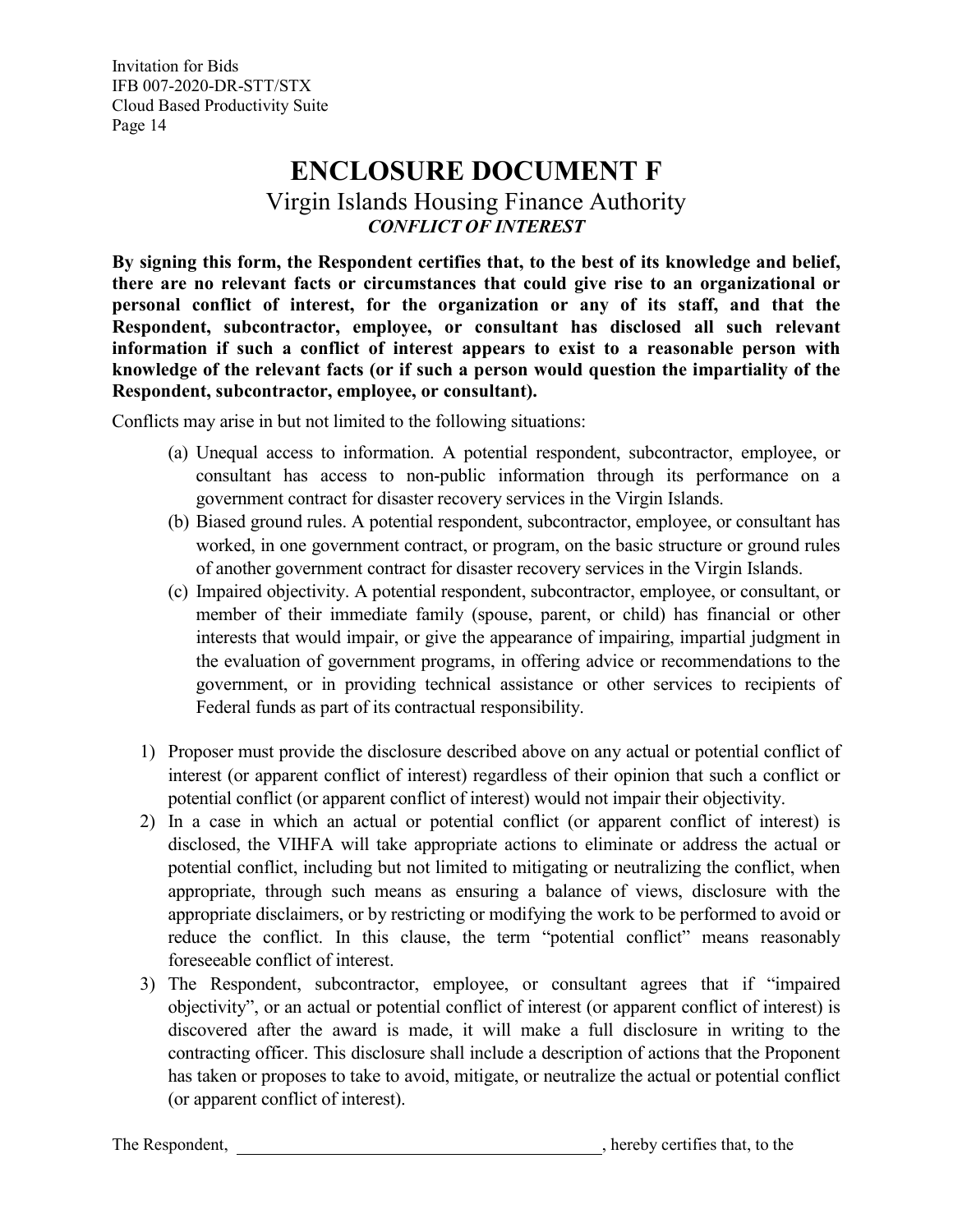# ENCLOSURE DOCUMENT F

## Virgin Islands Housing Finance Authority

### *CONFLICT OF INTEREST*

**By signing this form, the Respondent certifies that, to the best of its knowledge and belief, there are no relevant facts or circumstances that could give rise to an organizational or personal conflict of interest, for the organization or any of its staff, and that the Respondent, subcontractor, employee, or consultant has disclosed all such relevant information if such a conflict of interest appears to exist to a reasonable person with knowledge of the relevant facts (or if such a person would question the impartiality of the Respondent, subcontractor, employee, or consultant).**

Conflicts may arise in but not limited to the following situations:

(a) Unequal access to information. A potential respondent, subcontractor, employee, or consultant has access to non-public information through its performance on a government contract for disaster recovery services in the Virgin Islands.

(b) Biased ground rules. A potential respondent, subcontractor, employee, or consultant has worked, in one government contract, or program, on the basic structure or ground rules of another government contract for disaster recovery services in the Virgin Islands.

(c) Impaired objectivity. A potential respondent, subcontractor, employee, or consultant, or member of their immediate family (spouse, parent, or child) has financial or other interests that would impair, or give the appearance of impairing, impartial judgment in the evaluation of government programs, in offering advice or recommendations to the government, or in providing technical assistance or other services to recipients of Federal funds as part of its contractual responsibility.

1) Proposer must provide the disclosure described above on any actual or potential conflict of interest (or apparent conflict of interest) regardless of their opinion that such a conflict or potential conflict (or apparent conflict of interest) would not impair their objectivity.
2) In a case in which an actual or potential conflict (or apparent conflict of interest) is disclosed, the VIHFA will take appropriate actions to eliminate or address the actual or potential conflict, including but not limited to mitigating or neutralizing the conflict, when appropriate, through such means as ensuring a balance of views, disclosure with the appropriate disclaimers, or by restricting or modifying the work to be performed to avoid or reduce the conflict. In this clause, the term "potential conflict" means reasonably foreseeable conflict of interest.
3) The Respondent, subcontractor, employee, or consultant agrees that if "impaired objectivity", or an actual or potential conflict of interest (or apparent conflict of interest) is discovered after the award is made, it will make a full disclosure in writing to the contracting officer. This disclosure shall include a description of actions that the Proponent has taken or proposes to take to avoid, mitigate, or neutralize the actual or potential conflict (or apparent conflict of interest).

The Respondent, ____________________________________________, hereby certifies that, to the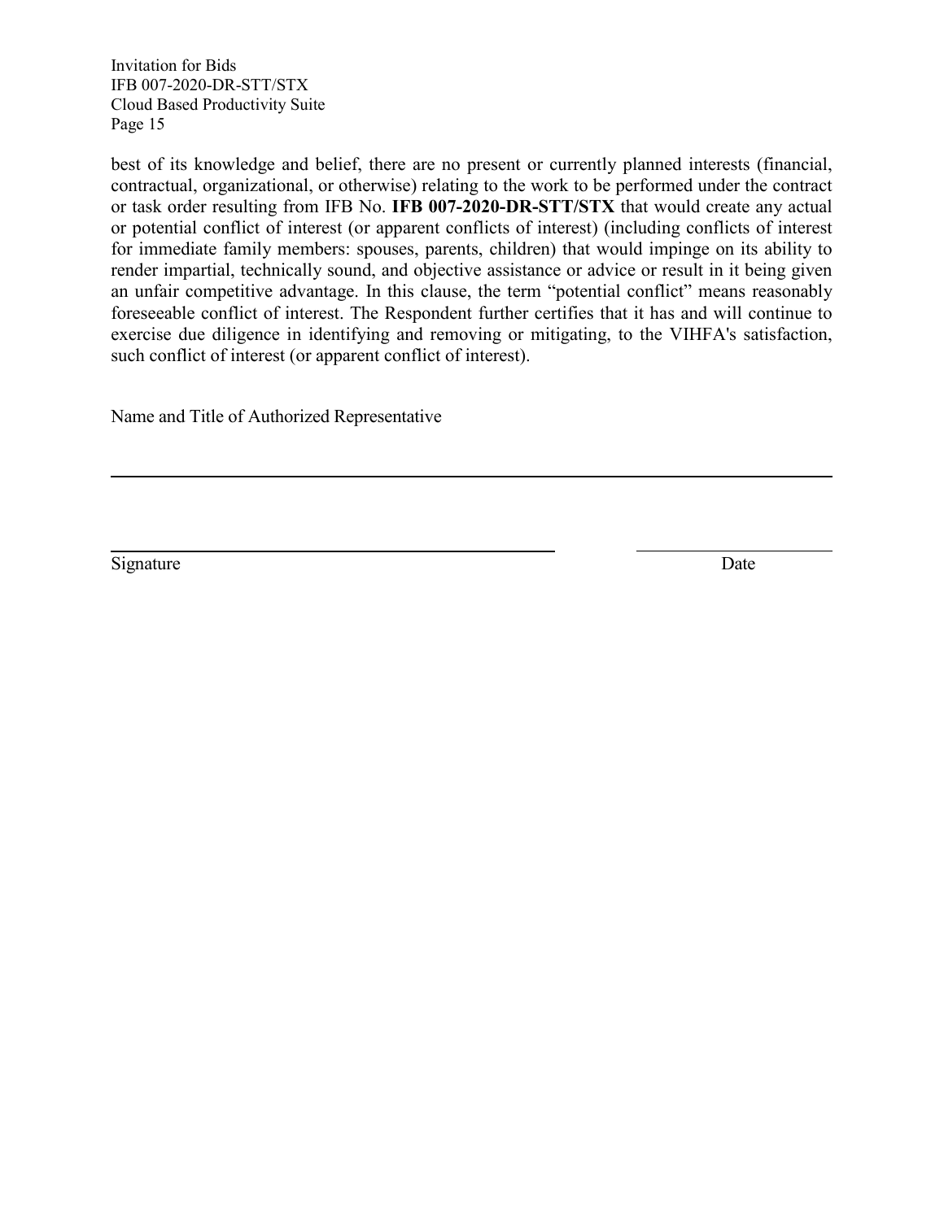best of its knowledge and belief, there are no present or currently planned interests (financial, contractual, organizational, or otherwise) relating to the work to be performed under the contract or task order resulting from IFB No. **IFB 007-2020-DR-STT/STX** that would create any actual or potential conflict of interest (or apparent conflicts of interest) (including conflicts of interest for immediate family members: spouses, parents, children) that would impinge on its ability to render impartial, technically sound, and objective assistance or advice or result in it being given an unfair competitive advantage. In this clause, the term "potential conflict" means reasonably foreseeable conflict of interest. The Respondent further certifies that it has and will continue to exercise due diligence in identifying and removing or mitigating, to the VIHFA's satisfaction, such conflict of interest (or apparent conflict of interest).

Name and Title of Authorized Representative

_______________________________________________

_______________________________ ______________

Signature Date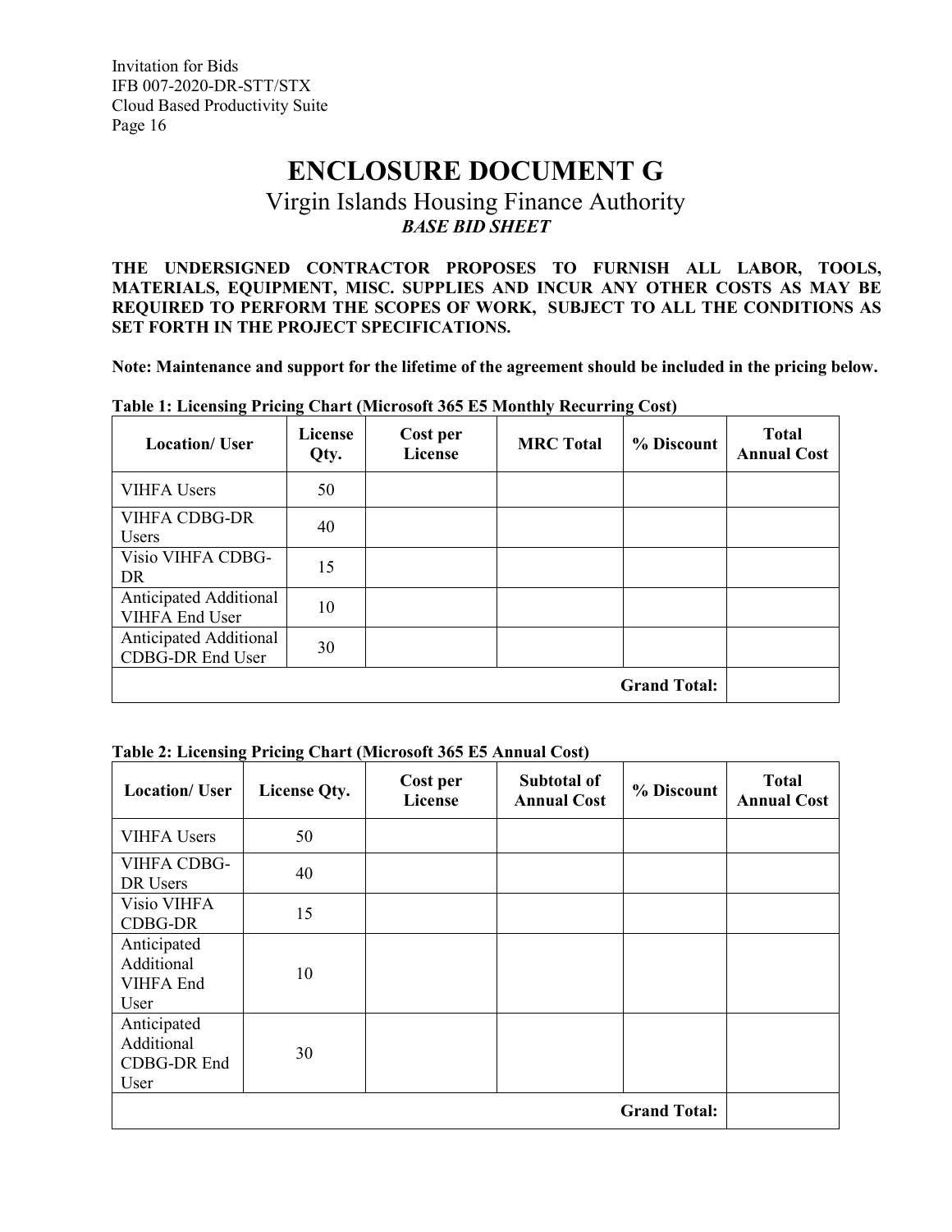# ENCLOSURE DOCUMENT G

## Virgin Islands Housing Finance Authority

### *BASE BID SHEET*

**THE UNDERSIGNED CONTRACTOR PROPOSES TO FURNISH ALL LABOR, TOOLS, MATERIALS, EQUIPMENT, MISC. SUPPLIES AND INCUR ANY OTHER COSTS AS MAY BE REQUIRED TO PERFORM THE SCOPES OF WORK, SUBJECT TO ALL THE CONDITIONS AS SET FORTH IN THE PROJECT SPECIFICATIONS.**

**Note: Maintenance and support for the lifetime of the agreement should be included in the pricing below.**

**Table 1: Licensing Pricing Chart (Microsoft 365 E5 Monthly Recurring Cost)**

| Location/ User | License Qty. | Cost per License | MRC Total | % Discount | Total Annual Cost |
|---|---|---|---|---|---|
| VIHFA Users | 50 | | | | |
| VIHFA CDBG-DR Users | 40 | | | | |
| Visio VIHFA CDBG-DR | 15 | | | | |
| Anticipated Additional VIHFA End User | 10 | | | | |
| Anticipated Additional CDBG-DR End User | 30 | | | | |
| | | | | **Grand Total:** | |

**Table 2: Licensing Pricing Chart (Microsoft 365 E5 Annual Cost)**

| Location/ User | License Qty. | Cost per License | Subtotal of Annual Cost | % Discount | Total Annual Cost |
|---|---|---|---|---|---|
| VIHFA Users | 50 | | | | |
| VIHFA CDBG-DR Users | 40 | | | | |
| Visio VIHFA CDBG-DR | 15 | | | | |
| Anticipated Additional VIHFA End User | 10 | | | | |
| Anticipated Additional CDBG-DR End User | 30 | | | | |
| | | | | **Grand Total:** | |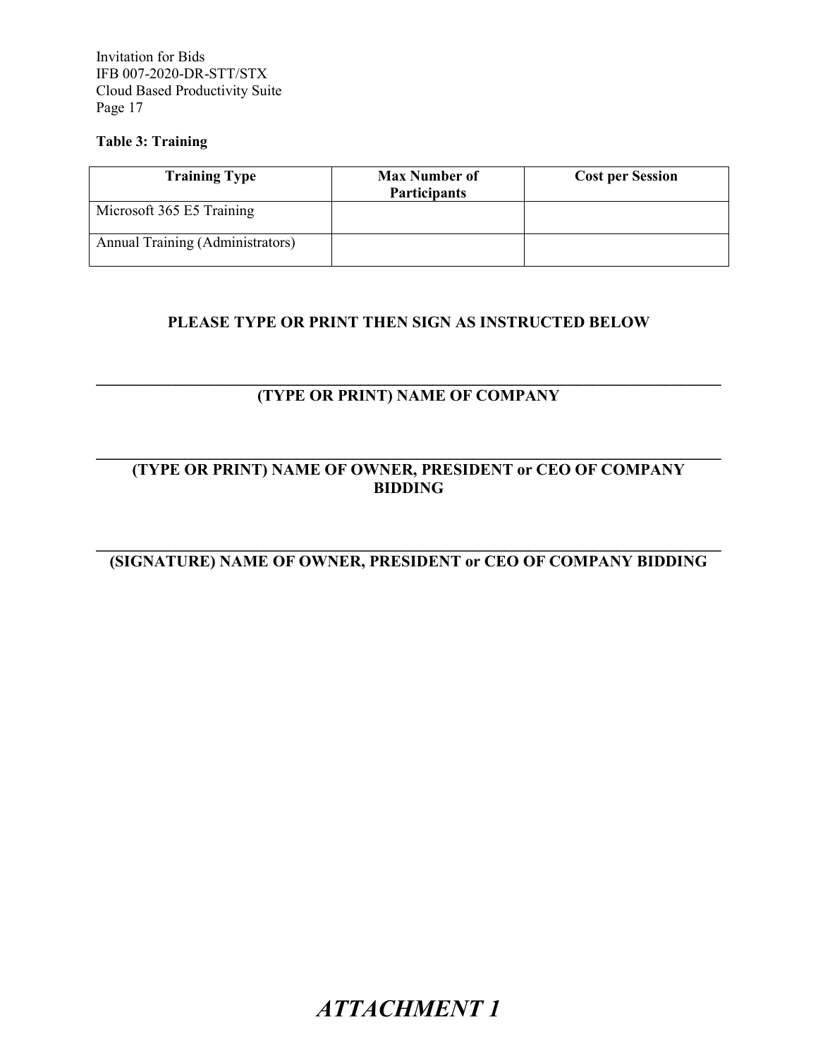**Table 3: Training**

| Training Type | Max Number of Participants | Cost per Session |
| --- | --- | --- |
| Microsoft 365 E5 Training | | |
| Annual Training (Administrators) | | |

**PLEASE TYPE OR PRINT THEN SIGN AS INSTRUCTED BELOW**

___________________________________________________________________________

**(TYPE OR PRINT) NAME OF COMPANY**

___________________________________________________________________________

**(TYPE OR PRINT) NAME OF OWNER, PRESIDENT or CEO OF COMPANY BIDDING**

___________________________________________________________________________

**(SIGNATURE) NAME OF OWNER, PRESIDENT or CEO OF COMPANY BIDDING**

***ATTACHMENT 1***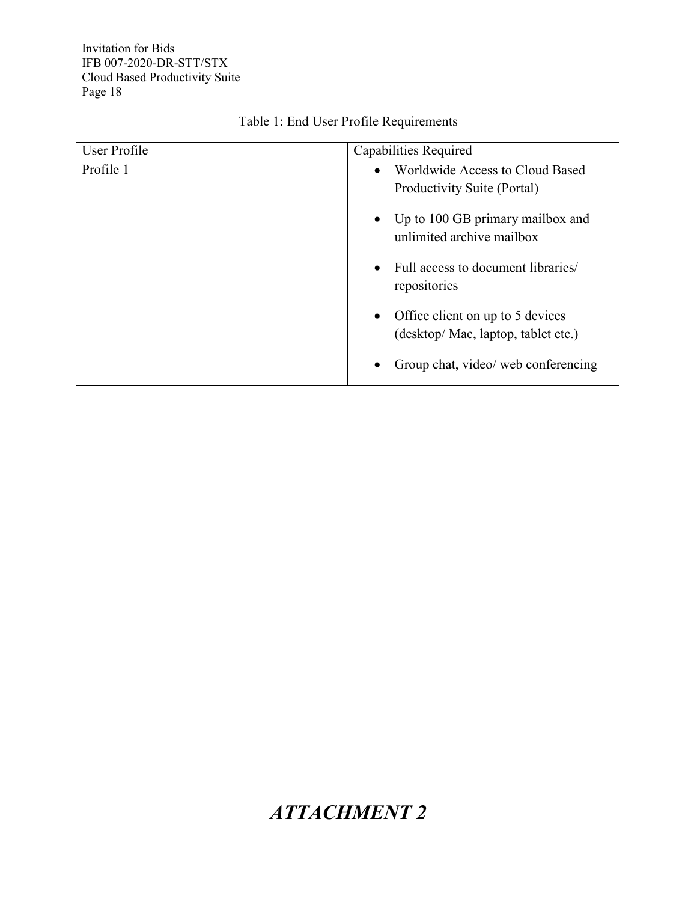Table 1: End User Profile Requirements

| User Profile | Capabilities Required |
|---|---|
| Profile 1 | • Worldwide Access to Cloud Based Productivity Suite (Portal)<br>• Up to 100 GB primary mailbox and unlimited archive mailbox<br>• Full access to document libraries/ repositories<br>• Office client on up to 5 devices (desktop/ Mac, laptop, tablet etc.)<br>• Group chat, video/ web conferencing |

# *ATTACHMENT 2*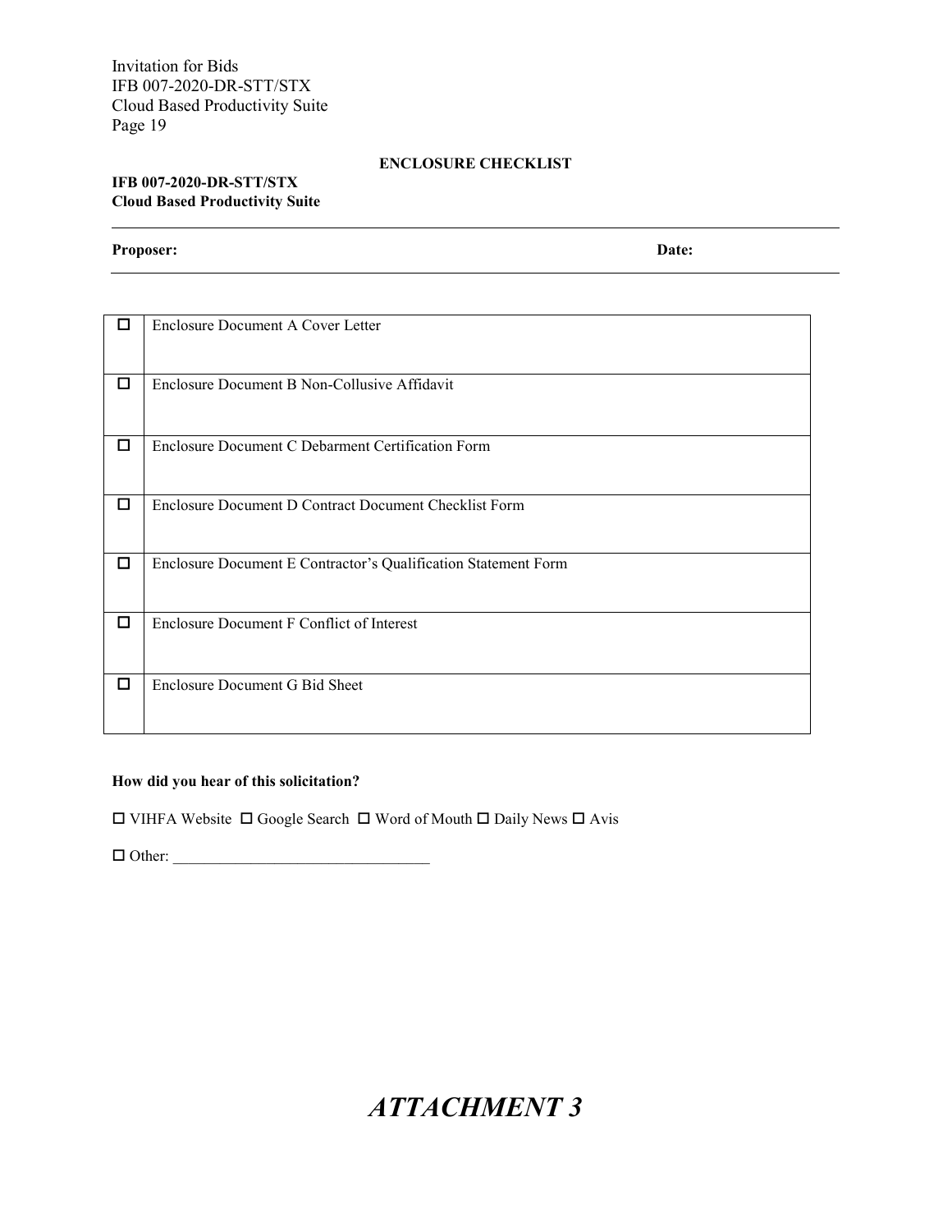## ENCLOSURE CHECKLIST

**IFB 007-2020-DR-STT/STX**
**Cloud Based Productivity Suite**

---

**Proposer:** **Date:**

---

| | |
|---|---|
| ☐ | Enclosure Document A Cover Letter |
| ☐ | Enclosure Document B Non-Collusive Affidavit |
| ☐ | Enclosure Document C Debarment Certification Form |
| ☐ | Enclosure Document D Contract Document Checklist Form |
| ☐ | Enclosure Document E Contractor's Qualification Statement Form |
| ☐ | Enclosure Document F Conflict of Interest |
| ☐ | Enclosure Document G Bid Sheet |

**How did you hear of this solicitation?**

☐ VIHFA Website ☐ Google Search ☐ Word of Mouth ☐ Daily News ☐ Avis

☐ Other: ________________________________

# *ATTACHMENT 3*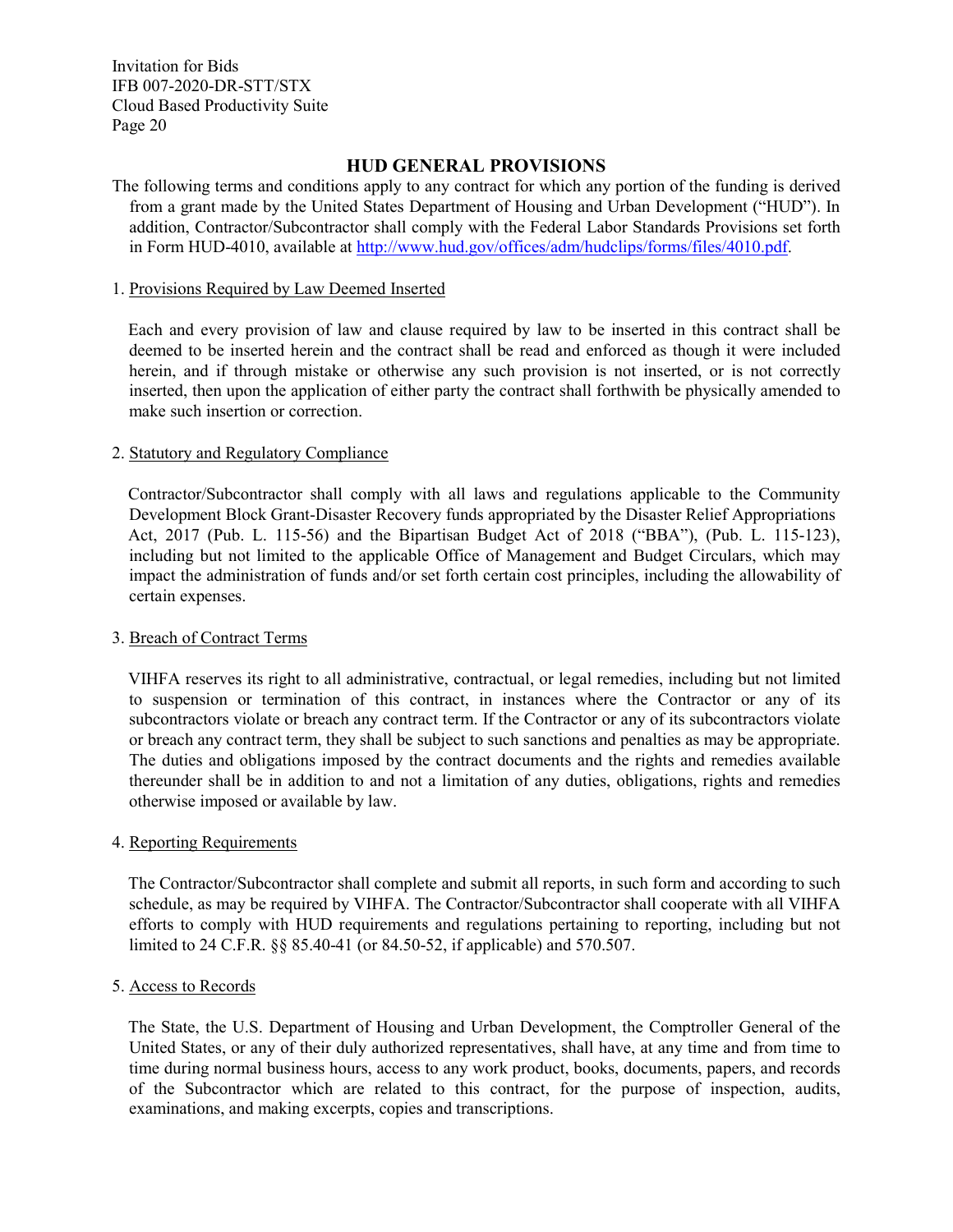## HUD GENERAL PROVISIONS

The following terms and conditions apply to any contract for which any portion of the funding is derived from a grant made by the United States Department of Housing and Urban Development ("HUD"). In addition, Contractor/Subcontractor shall comply with the Federal Labor Standards Provisions set forth in Form HUD-4010, available at http://www.hud.gov/offices/adm/hudclips/forms/files/4010.pdf.

1. Provisions Required by Law Deemed Inserted

   Each and every provision of law and clause required by law to be inserted in this contract shall be deemed to be inserted herein and the contract shall be read and enforced as though it were included herein, and if through mistake or otherwise any such provision is not inserted, or is not correctly inserted, then upon the application of either party the contract shall forthwith be physically amended to make such insertion or correction.

2. Statutory and Regulatory Compliance

   Contractor/Subcontractor shall comply with all laws and regulations applicable to the Community Development Block Grant-Disaster Recovery funds appropriated by the Disaster Relief Appropriations Act, 2017 (Pub. L. 115-56) and the Bipartisan Budget Act of 2018 ("BBA"), (Pub. L. 115-123), including but not limited to the applicable Office of Management and Budget Circulars, which may impact the administration of funds and/or set forth certain cost principles, including the allowability of certain expenses.

3. Breach of Contract Terms

   VIHFA reserves its right to all administrative, contractual, or legal remedies, including but not limited to suspension or termination of this contract, in instances where the Contractor or any of its subcontractors violate or breach any contract term. If the Contractor or any of its subcontractors violate or breach any contract term, they shall be subject to such sanctions and penalties as may be appropriate. The duties and obligations imposed by the contract documents and the rights and remedies available thereunder shall be in addition to and not a limitation of any duties, obligations, rights and remedies otherwise imposed or available by law.

4. Reporting Requirements

   The Contractor/Subcontractor shall complete and submit all reports, in such form and according to such schedule, as may be required by VIHFA. The Contractor/Subcontractor shall cooperate with all VIHFA efforts to comply with HUD requirements and regulations pertaining to reporting, including but not limited to 24 C.F.R. §§ 85.40-41 (or 84.50-52, if applicable) and 570.507.

5. Access to Records

   The State, the U.S. Department of Housing and Urban Development, the Comptroller General of the United States, or any of their duly authorized representatives, shall have, at any time and from time to time during normal business hours, access to any work product, books, documents, papers, and records of the Subcontractor which are related to this contract, for the purpose of inspection, audits, examinations, and making excerpts, copies and transcriptions.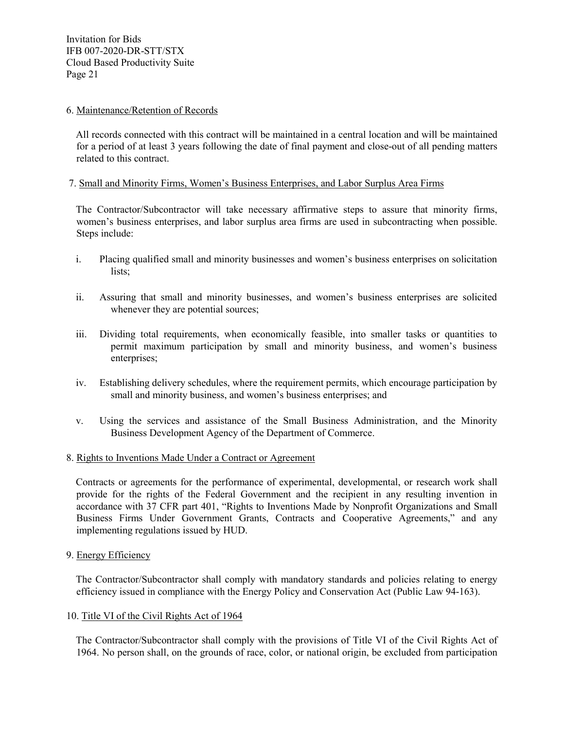6. Maintenance/Retention of Records

All records connected with this contract will be maintained in a central location and will be maintained for a period of at least 3 years following the date of final payment and close-out of all pending matters related to this contract.

7. Small and Minority Firms, Women's Business Enterprises, and Labor Surplus Area Firms

The Contractor/Subcontractor will take necessary affirmative steps to assure that minority firms, women's business enterprises, and labor surplus area firms are used in subcontracting when possible. Steps include:

i. Placing qualified small and minority businesses and women's business enterprises on solicitation lists;

ii. Assuring that small and minority businesses, and women's business enterprises are solicited whenever they are potential sources;

iii. Dividing total requirements, when economically feasible, into smaller tasks or quantities to permit maximum participation by small and minority business, and women's business enterprises;

iv. Establishing delivery schedules, where the requirement permits, which encourage participation by small and minority business, and women's business enterprises; and

v. Using the services and assistance of the Small Business Administration, and the Minority Business Development Agency of the Department of Commerce.

8. Rights to Inventions Made Under a Contract or Agreement

Contracts or agreements for the performance of experimental, developmental, or research work shall provide for the rights of the Federal Government and the recipient in any resulting invention in accordance with 37 CFR part 401, "Rights to Inventions Made by Nonprofit Organizations and Small Business Firms Under Government Grants, Contracts and Cooperative Agreements," and any implementing regulations issued by HUD.

9. Energy Efficiency

The Contractor/Subcontractor shall comply with mandatory standards and policies relating to energy efficiency issued in compliance with the Energy Policy and Conservation Act (Public Law 94-163).

10. Title VI of the Civil Rights Act of 1964

The Contractor/Subcontractor shall comply with the provisions of Title VI of the Civil Rights Act of 1964. No person shall, on the grounds of race, color, or national origin, be excluded from participation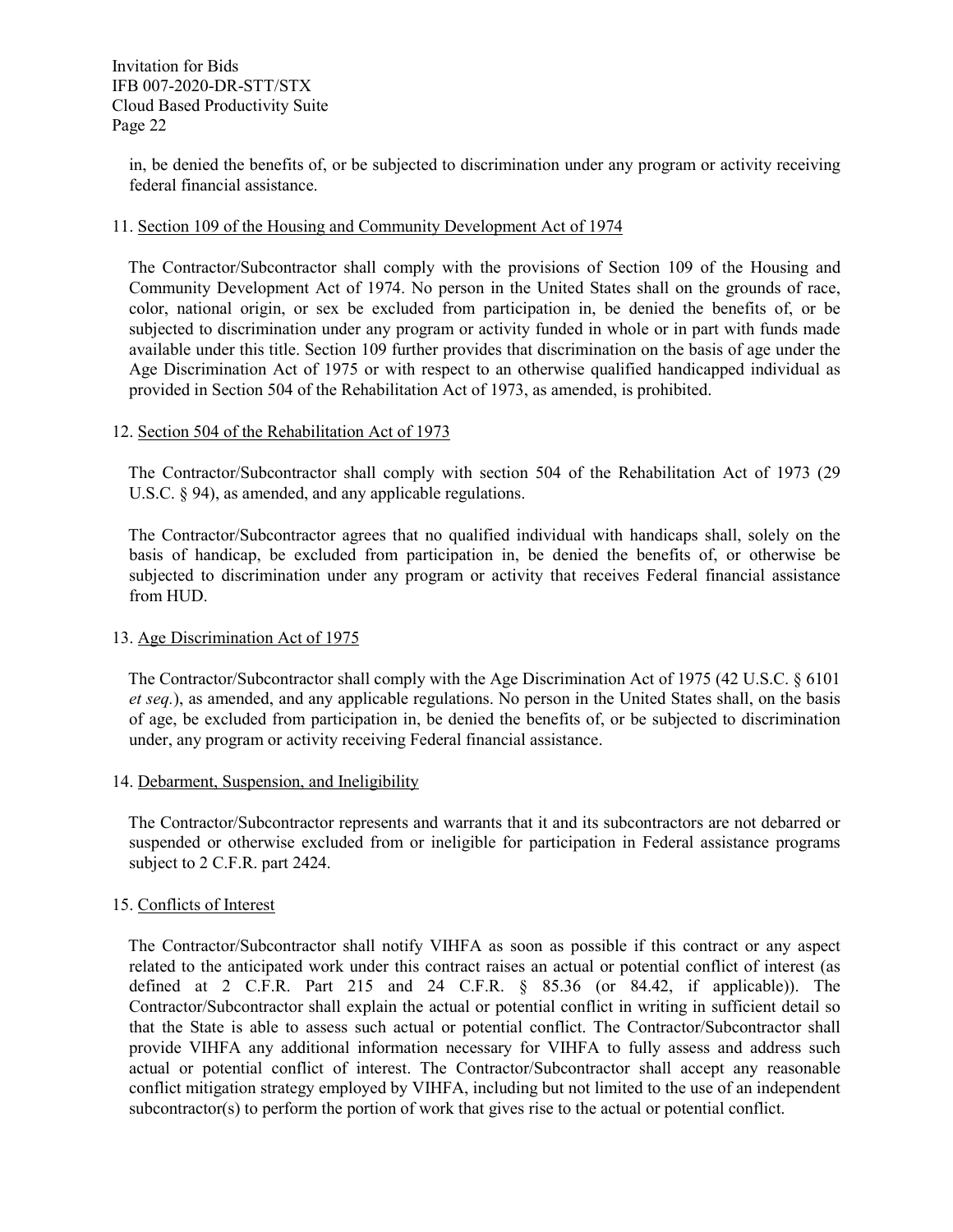in, be denied the benefits of, or be subjected to discrimination under any program or activity receiving federal financial assistance.

11. Section 109 of the Housing and Community Development Act of 1974

The Contractor/Subcontractor shall comply with the provisions of Section 109 of the Housing and Community Development Act of 1974. No person in the United States shall on the grounds of race, color, national origin, or sex be excluded from participation in, be denied the benefits of, or be subjected to discrimination under any program or activity funded in whole or in part with funds made available under this title. Section 109 further provides that discrimination on the basis of age under the Age Discrimination Act of 1975 or with respect to an otherwise qualified handicapped individual as provided in Section 504 of the Rehabilitation Act of 1973, as amended, is prohibited.

12. Section 504 of the Rehabilitation Act of 1973

The Contractor/Subcontractor shall comply with section 504 of the Rehabilitation Act of 1973 (29 U.S.C. § 94), as amended, and any applicable regulations.

The Contractor/Subcontractor agrees that no qualified individual with handicaps shall, solely on the basis of handicap, be excluded from participation in, be denied the benefits of, or otherwise be subjected to discrimination under any program or activity that receives Federal financial assistance from HUD.

13. Age Discrimination Act of 1975

The Contractor/Subcontractor shall comply with the Age Discrimination Act of 1975 (42 U.S.C. § 6101 *et seq.*), as amended, and any applicable regulations. No person in the United States shall, on the basis of age, be excluded from participation in, be denied the benefits of, or be subjected to discrimination under, any program or activity receiving Federal financial assistance.

14. Debarment, Suspension, and Ineligibility

The Contractor/Subcontractor represents and warrants that it and its subcontractors are not debarred or suspended or otherwise excluded from or ineligible for participation in Federal assistance programs subject to 2 C.F.R. part 2424.

15. Conflicts of Interest

The Contractor/Subcontractor shall notify VIHFA as soon as possible if this contract or any aspect related to the anticipated work under this contract raises an actual or potential conflict of interest (as defined at 2 C.F.R. Part 215 and 24 C.F.R. § 85.36 (or 84.42, if applicable)). The Contractor/Subcontractor shall explain the actual or potential conflict in writing in sufficient detail so that the State is able to assess such actual or potential conflict. The Contractor/Subcontractor shall provide VIHFA any additional information necessary for VIHFA to fully assess and address such actual or potential conflict of interest. The Contractor/Subcontractor shall accept any reasonable conflict mitigation strategy employed by VIHFA, including but not limited to the use of an independent subcontractor(s) to perform the portion of work that gives rise to the actual or potential conflict.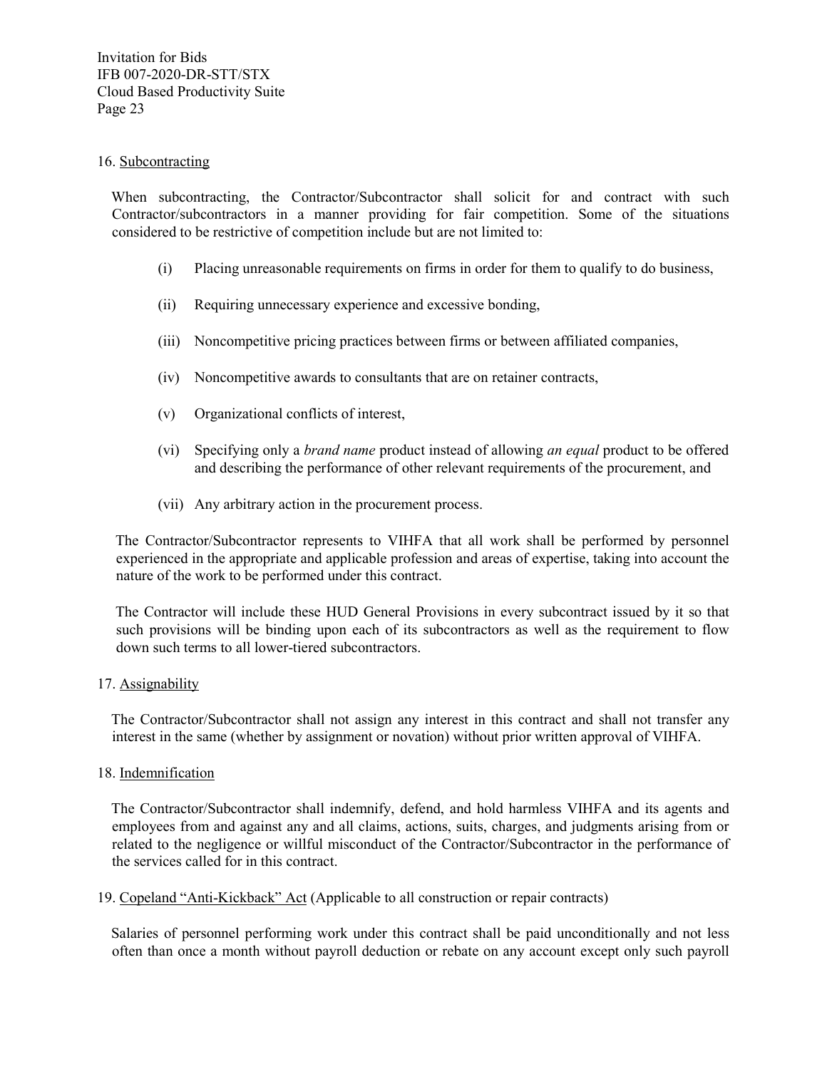16. Subcontracting

When subcontracting, the Contractor/Subcontractor shall solicit for and contract with such Contractor/subcontractors in a manner providing for fair competition. Some of the situations considered to be restrictive of competition include but are not limited to:

(i) Placing unreasonable requirements on firms in order for them to qualify to do business,

(ii) Requiring unnecessary experience and excessive bonding,

(iii) Noncompetitive pricing practices between firms or between affiliated companies,

(iv) Noncompetitive awards to consultants that are on retainer contracts,

(v) Organizational conflicts of interest,

(vi) Specifying only a *brand name* product instead of allowing *an equal* product to be offered and describing the performance of other relevant requirements of the procurement, and

(vii) Any arbitrary action in the procurement process.

The Contractor/Subcontractor represents to VIHFA that all work shall be performed by personnel experienced in the appropriate and applicable profession and areas of expertise, taking into account the nature of the work to be performed under this contract.

The Contractor will include these HUD General Provisions in every subcontract issued by it so that such provisions will be binding upon each of its subcontractors as well as the requirement to flow down such terms to all lower-tiered subcontractors.

17. Assignability

The Contractor/Subcontractor shall not assign any interest in this contract and shall not transfer any interest in the same (whether by assignment or novation) without prior written approval of VIHFA.

18. Indemnification

The Contractor/Subcontractor shall indemnify, defend, and hold harmless VIHFA and its agents and employees from and against any and all claims, actions, suits, charges, and judgments arising from or related to the negligence or willful misconduct of the Contractor/Subcontractor in the performance of the services called for in this contract.

19. Copeland "Anti-Kickback" Act (Applicable to all construction or repair contracts)

Salaries of personnel performing work under this contract shall be paid unconditionally and not less often than once a month without payroll deduction or rebate on any account except only such payroll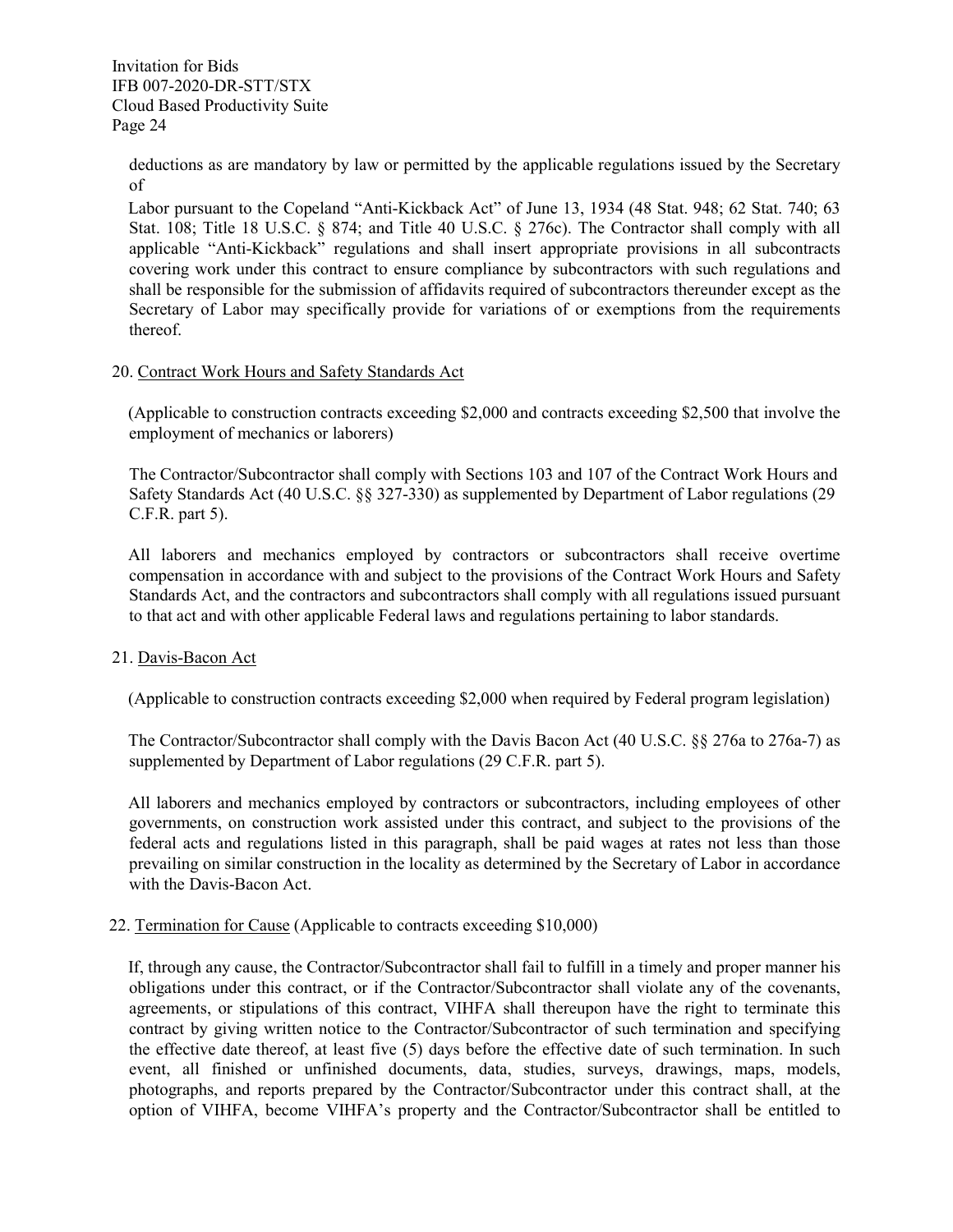deductions as are mandatory by law or permitted by the applicable regulations issued by the Secretary of

Labor pursuant to the Copeland "Anti-Kickback Act" of June 13, 1934 (48 Stat. 948; 62 Stat. 740; 63 Stat. 108; Title 18 U.S.C. § 874; and Title 40 U.S.C. § 276c). The Contractor shall comply with all applicable "Anti-Kickback" regulations and shall insert appropriate provisions in all subcontracts covering work under this contract to ensure compliance by subcontractors with such regulations and shall be responsible for the submission of affidavits required of subcontractors thereunder except as the Secretary of Labor may specifically provide for variations of or exemptions from the requirements thereof.

20. Contract Work Hours and Safety Standards Act

(Applicable to construction contracts exceeding $2,000 and contracts exceeding $2,500 that involve the employment of mechanics or laborers)

The Contractor/Subcontractor shall comply with Sections 103 and 107 of the Contract Work Hours and Safety Standards Act (40 U.S.C. §§ 327-330) as supplemented by Department of Labor regulations (29 C.F.R. part 5).

All laborers and mechanics employed by contractors or subcontractors shall receive overtime compensation in accordance with and subject to the provisions of the Contract Work Hours and Safety Standards Act, and the contractors and subcontractors shall comply with all regulations issued pursuant to that act and with other applicable Federal laws and regulations pertaining to labor standards.

21. Davis-Bacon Act

(Applicable to construction contracts exceeding $2,000 when required by Federal program legislation)

The Contractor/Subcontractor shall comply with the Davis Bacon Act (40 U.S.C. §§ 276a to 276a-7) as supplemented by Department of Labor regulations (29 C.F.R. part 5).

All laborers and mechanics employed by contractors or subcontractors, including employees of other governments, on construction work assisted under this contract, and subject to the provisions of the federal acts and regulations listed in this paragraph, shall be paid wages at rates not less than those prevailing on similar construction in the locality as determined by the Secretary of Labor in accordance with the Davis-Bacon Act.

22. Termination for Cause (Applicable to contracts exceeding $10,000)

If, through any cause, the Contractor/Subcontractor shall fail to fulfill in a timely and proper manner his obligations under this contract, or if the Contractor/Subcontractor shall violate any of the covenants, agreements, or stipulations of this contract, VIHFA shall thereupon have the right to terminate this contract by giving written notice to the Contractor/Subcontractor of such termination and specifying the effective date thereof, at least five (5) days before the effective date of such termination. In such event, all finished or unfinished documents, data, studies, surveys, drawings, maps, models, photographs, and reports prepared by the Contractor/Subcontractor under this contract shall, at the option of VIHFA, become VIHFA's property and the Contractor/Subcontractor shall be entitled to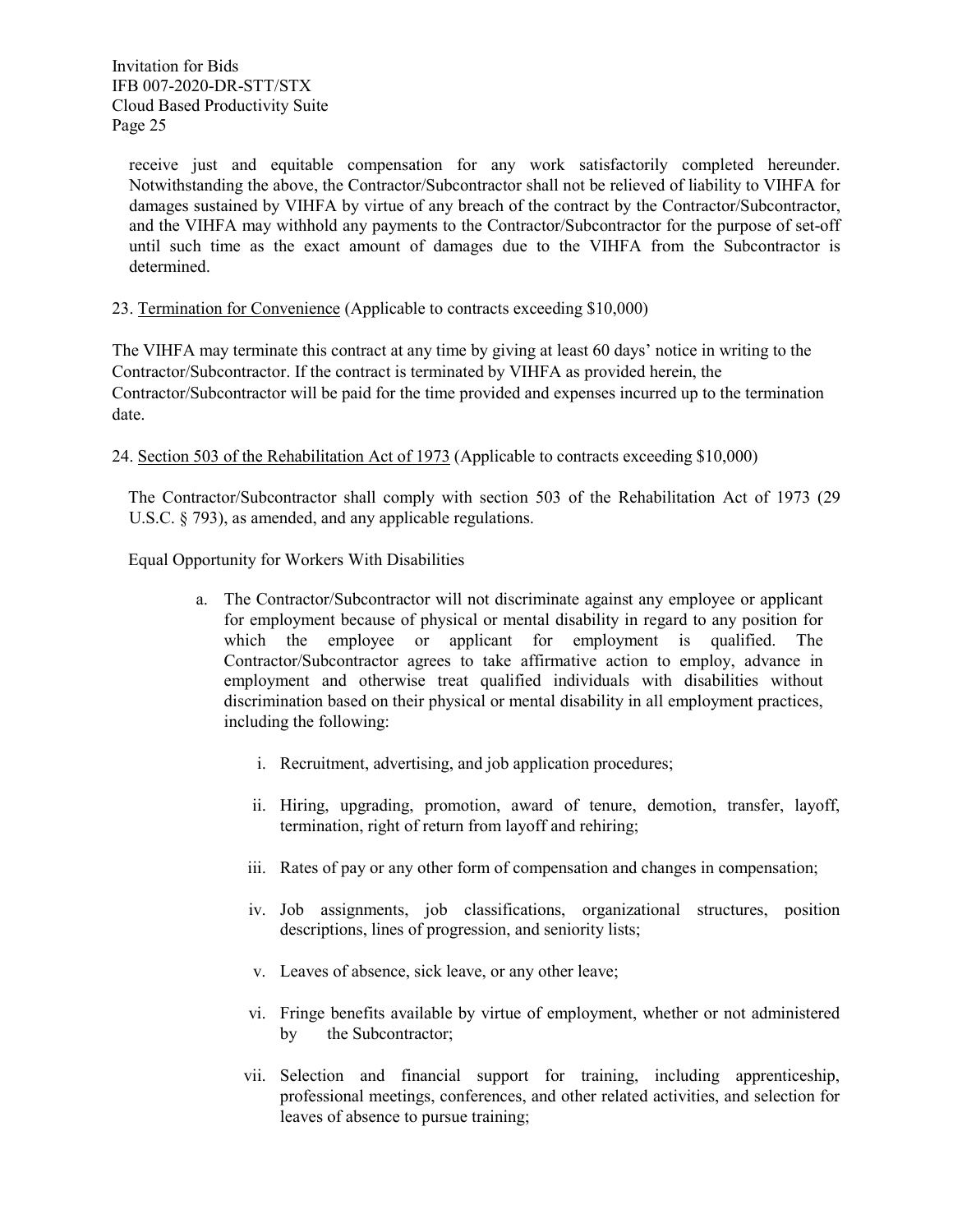receive just and equitable compensation for any work satisfactorily completed hereunder. Notwithstanding the above, the Contractor/Subcontractor shall not be relieved of liability to VIHFA for damages sustained by VIHFA by virtue of any breach of the contract by the Contractor/Subcontractor, and the VIHFA may withhold any payments to the Contractor/Subcontractor for the purpose of set-off until such time as the exact amount of damages due to the VIHFA from the Subcontractor is determined.

23. Termination for Convenience (Applicable to contracts exceeding $10,000)

The VIHFA may terminate this contract at any time by giving at least 60 days' notice in writing to the Contractor/Subcontractor. If the contract is terminated by VIHFA as provided herein, the Contractor/Subcontractor will be paid for the time provided and expenses incurred up to the termination date.

24. Section 503 of the Rehabilitation Act of 1973 (Applicable to contracts exceeding $10,000)

The Contractor/Subcontractor shall comply with section 503 of the Rehabilitation Act of 1973 (29 U.S.C. § 793), as amended, and any applicable regulations.

Equal Opportunity for Workers With Disabilities

a. The Contractor/Subcontractor will not discriminate against any employee or applicant for employment because of physical or mental disability in regard to any position for which the employee or applicant for employment is qualified. The Contractor/Subcontractor agrees to take affirmative action to employ, advance in employment and otherwise treat qualified individuals with disabilities without discrimination based on their physical or mental disability in all employment practices, including the following:

   i. Recruitment, advertising, and job application procedures;

   ii. Hiring, upgrading, promotion, award of tenure, demotion, transfer, layoff, termination, right of return from layoff and rehiring;

   iii. Rates of pay or any other form of compensation and changes in compensation;

   iv. Job assignments, job classifications, organizational structures, position descriptions, lines of progression, and seniority lists;

   v. Leaves of absence, sick leave, or any other leave;

   vi. Fringe benefits available by virtue of employment, whether or not administered by the Subcontractor;

   vii. Selection and financial support for training, including apprenticeship, professional meetings, conferences, and other related activities, and selection for leaves of absence to pursue training;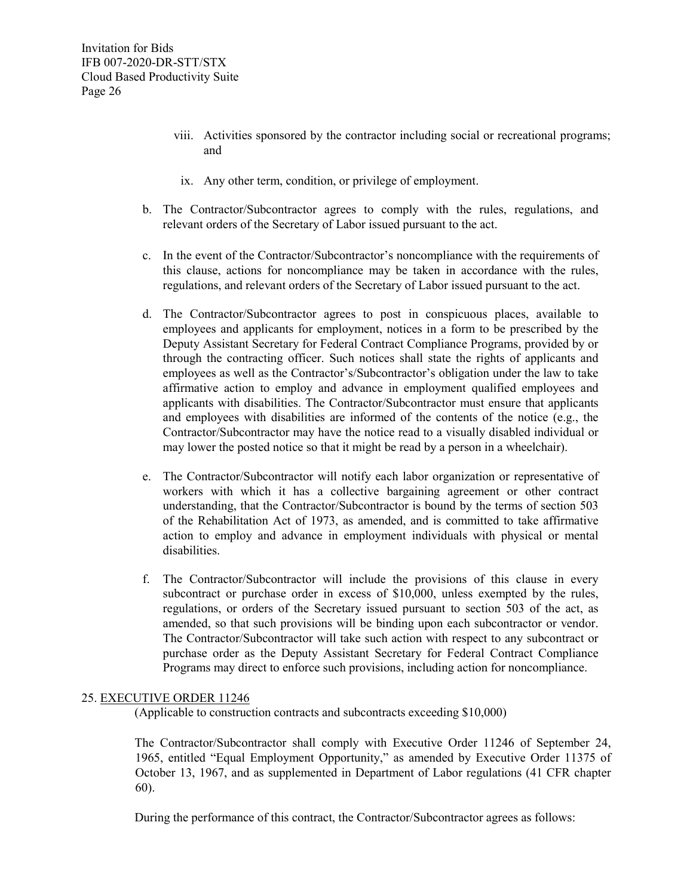viii. Activities sponsored by the contractor including social or recreational programs; and

ix. Any other term, condition, or privilege of employment.

b. The Contractor/Subcontractor agrees to comply with the rules, regulations, and relevant orders of the Secretary of Labor issued pursuant to the act.

c. In the event of the Contractor/Subcontractor's noncompliance with the requirements of this clause, actions for noncompliance may be taken in accordance with the rules, regulations, and relevant orders of the Secretary of Labor issued pursuant to the act.

d. The Contractor/Subcontractor agrees to post in conspicuous places, available to employees and applicants for employment, notices in a form to be prescribed by the Deputy Assistant Secretary for Federal Contract Compliance Programs, provided by or through the contracting officer. Such notices shall state the rights of applicants and employees as well as the Contractor's/Subcontractor's obligation under the law to take affirmative action to employ and advance in employment qualified employees and applicants with disabilities. The Contractor/Subcontractor must ensure that applicants and employees with disabilities are informed of the contents of the notice (e.g., the Contractor/Subcontractor may have the notice read to a visually disabled individual or may lower the posted notice so that it might be read by a person in a wheelchair).

e. The Contractor/Subcontractor will notify each labor organization or representative of workers with which it has a collective bargaining agreement or other contract understanding, that the Contractor/Subcontractor is bound by the terms of section 503 of the Rehabilitation Act of 1973, as amended, and is committed to take affirmative action to employ and advance in employment individuals with physical or mental disabilities.

f. The Contractor/Subcontractor will include the provisions of this clause in every subcontract or purchase order in excess of $10,000, unless exempted by the rules, regulations, or orders of the Secretary issued pursuant to section 503 of the act, as amended, so that such provisions will be binding upon each subcontractor or vendor. The Contractor/Subcontractor will take such action with respect to any subcontract or purchase order as the Deputy Assistant Secretary for Federal Contract Compliance Programs may direct to enforce such provisions, including action for noncompliance.

25. EXECUTIVE ORDER 11246

(Applicable to construction contracts and subcontracts exceeding $10,000)

The Contractor/Subcontractor shall comply with Executive Order 11246 of September 24, 1965, entitled "Equal Employment Opportunity," as amended by Executive Order 11375 of October 13, 1967, and as supplemented in Department of Labor regulations (41 CFR chapter 60).

During the performance of this contract, the Contractor/Subcontractor agrees as follows: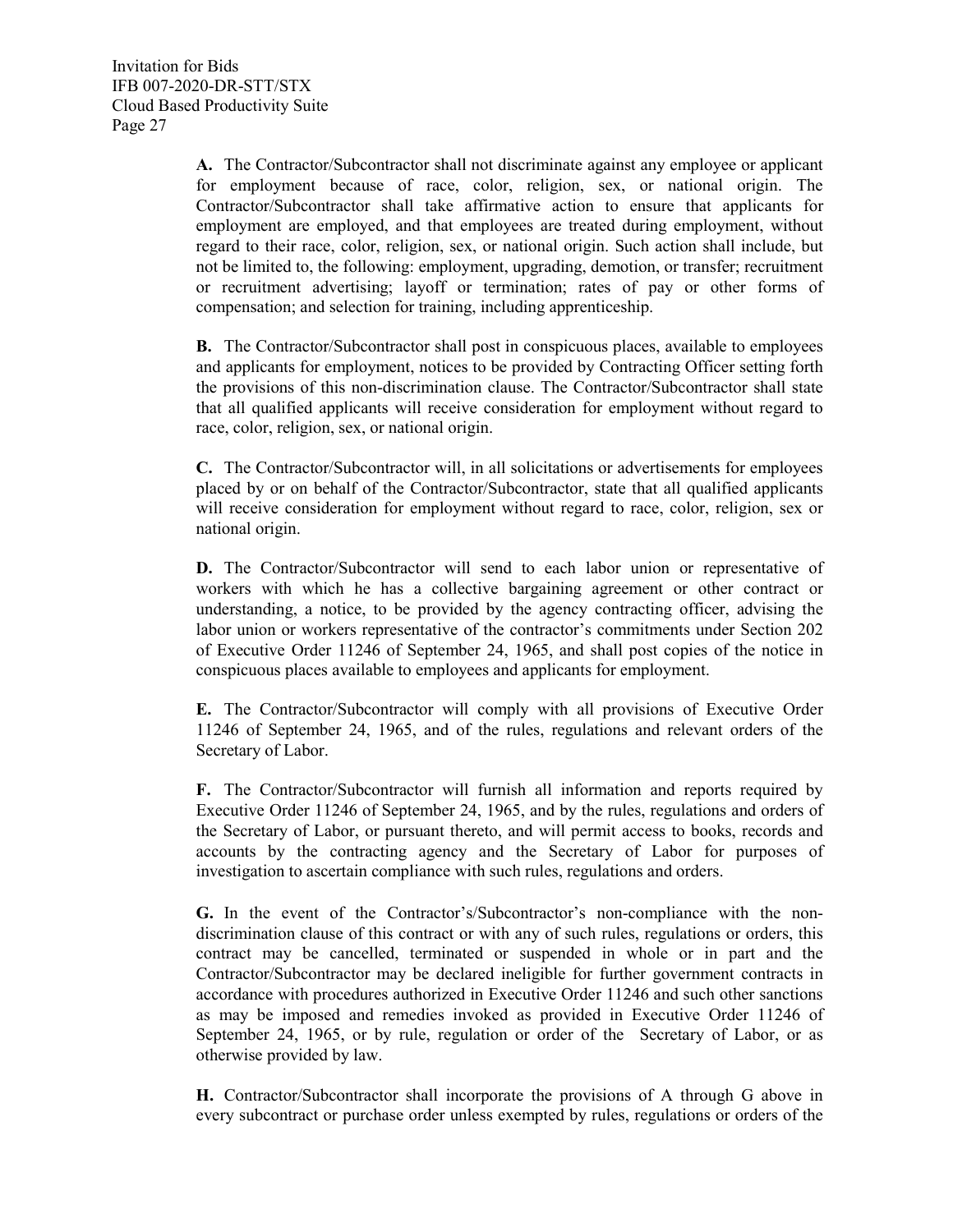**A.** The Contractor/Subcontractor shall not discriminate against any employee or applicant for employment because of race, color, religion, sex, or national origin. The Contractor/Subcontractor shall take affirmative action to ensure that applicants for employment are employed, and that employees are treated during employment, without regard to their race, color, religion, sex, or national origin. Such action shall include, but not be limited to, the following: employment, upgrading, demotion, or transfer; recruitment or recruitment advertising; layoff or termination; rates of pay or other forms of compensation; and selection for training, including apprenticeship.

**B.** The Contractor/Subcontractor shall post in conspicuous places, available to employees and applicants for employment, notices to be provided by Contracting Officer setting forth the provisions of this non-discrimination clause. The Contractor/Subcontractor shall state that all qualified applicants will receive consideration for employment without regard to race, color, religion, sex, or national origin.

**C.** The Contractor/Subcontractor will, in all solicitations or advertisements for employees placed by or on behalf of the Contractor/Subcontractor, state that all qualified applicants will receive consideration for employment without regard to race, color, religion, sex or national origin.

**D.** The Contractor/Subcontractor will send to each labor union or representative of workers with which he has a collective bargaining agreement or other contract or understanding, a notice, to be provided by the agency contracting officer, advising the labor union or workers representative of the contractor's commitments under Section 202 of Executive Order 11246 of September 24, 1965, and shall post copies of the notice in conspicuous places available to employees and applicants for employment.

**E.** The Contractor/Subcontractor will comply with all provisions of Executive Order 11246 of September 24, 1965, and of the rules, regulations and relevant orders of the Secretary of Labor.

**F.** The Contractor/Subcontractor will furnish all information and reports required by Executive Order 11246 of September 24, 1965, and by the rules, regulations and orders of the Secretary of Labor, or pursuant thereto, and will permit access to books, records and accounts by the contracting agency and the Secretary of Labor for purposes of investigation to ascertain compliance with such rules, regulations and orders.

**G.** In the event of the Contractor's/Subcontractor's non-compliance with the non-discrimination clause of this contract or with any of such rules, regulations or orders, this contract may be cancelled, terminated or suspended in whole or in part and the Contractor/Subcontractor may be declared ineligible for further government contracts in accordance with procedures authorized in Executive Order 11246 and such other sanctions as may be imposed and remedies invoked as provided in Executive Order 11246 of September 24, 1965, or by rule, regulation or order of the Secretary of Labor, or as otherwise provided by law.

**H.** Contractor/Subcontractor shall incorporate the provisions of A through G above in every subcontract or purchase order unless exempted by rules, regulations or orders of the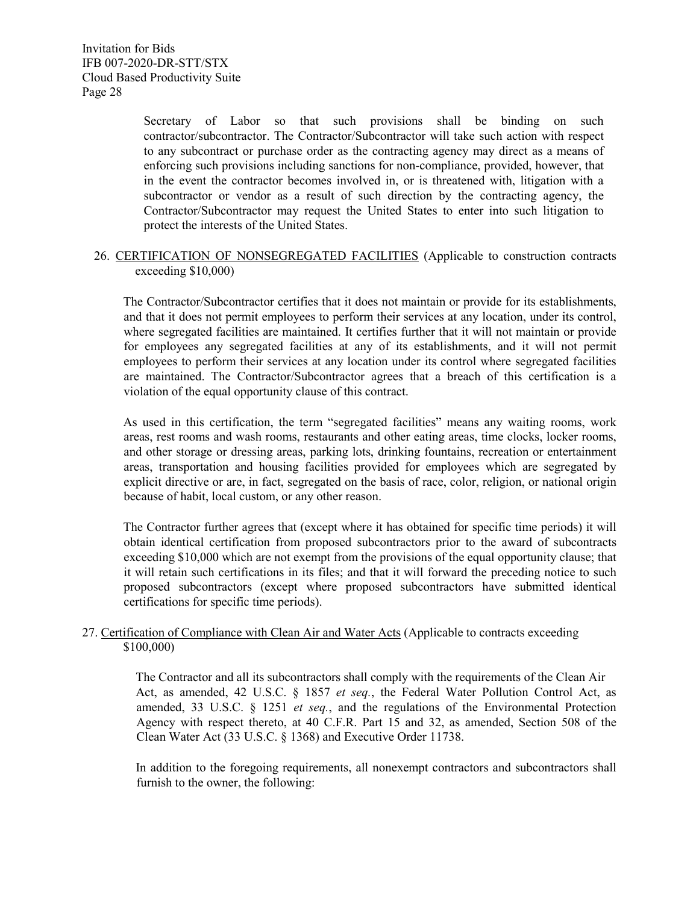Secretary of Labor so that such provisions shall be binding on such contractor/subcontractor. The Contractor/Subcontractor will take such action with respect to any subcontract or purchase order as the contracting agency may direct as a means of enforcing such provisions including sanctions for non-compliance, provided, however, that in the event the contractor becomes involved in, or is threatened with, litigation with a subcontractor or vendor as a result of such direction by the contracting agency, the Contractor/Subcontractor may request the United States to enter into such litigation to protect the interests of the United States.

26. CERTIFICATION OF NONSEGREGATED FACILITIES (Applicable to construction contracts exceeding $10,000)

The Contractor/Subcontractor certifies that it does not maintain or provide for its establishments, and that it does not permit employees to perform their services at any location, under its control, where segregated facilities are maintained. It certifies further that it will not maintain or provide for employees any segregated facilities at any of its establishments, and it will not permit employees to perform their services at any location under its control where segregated facilities are maintained. The Contractor/Subcontractor agrees that a breach of this certification is a violation of the equal opportunity clause of this contract.

As used in this certification, the term "segregated facilities" means any waiting rooms, work areas, rest rooms and wash rooms, restaurants and other eating areas, time clocks, locker rooms, and other storage or dressing areas, parking lots, drinking fountains, recreation or entertainment areas, transportation and housing facilities provided for employees which are segregated by explicit directive or are, in fact, segregated on the basis of race, color, religion, or national origin because of habit, local custom, or any other reason.

The Contractor further agrees that (except where it has obtained for specific time periods) it will obtain identical certification from proposed subcontractors prior to the award of subcontracts exceeding $10,000 which are not exempt from the provisions of the equal opportunity clause; that it will retain such certifications in its files; and that it will forward the preceding notice to such proposed subcontractors (except where proposed subcontractors have submitted identical certifications for specific time periods).

27. Certification of Compliance with Clean Air and Water Acts (Applicable to contracts exceeding $100,000)

The Contractor and all its subcontractors shall comply with the requirements of the Clean Air Act, as amended, 42 U.S.C. § 1857 *et seq.*, the Federal Water Pollution Control Act, as amended, 33 U.S.C. § 1251 *et seq.*, and the regulations of the Environmental Protection Agency with respect thereto, at 40 C.F.R. Part 15 and 32, as amended, Section 508 of the Clean Water Act (33 U.S.C. § 1368) and Executive Order 11738.

In addition to the foregoing requirements, all nonexempt contractors and subcontractors shall furnish to the owner, the following: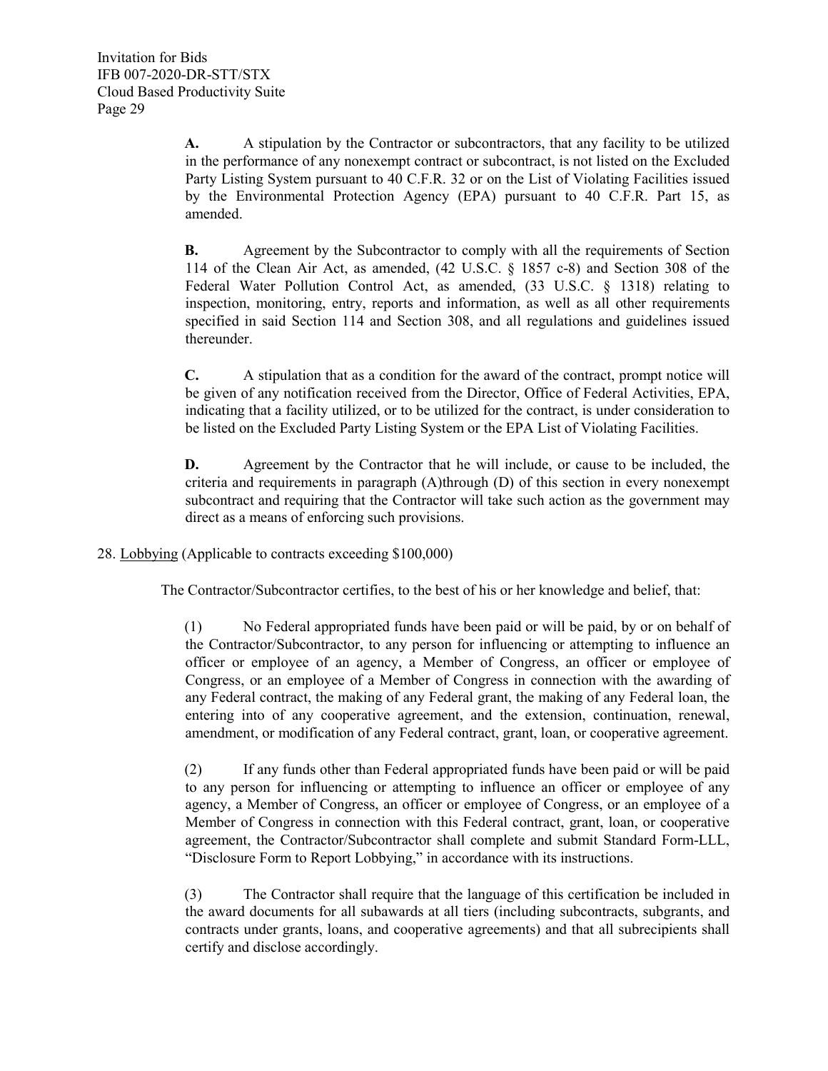**A.** A stipulation by the Contractor or subcontractors, that any facility to be utilized in the performance of any nonexempt contract or subcontract, is not listed on the Excluded Party Listing System pursuant to 40 C.F.R. 32 or on the List of Violating Facilities issued by the Environmental Protection Agency (EPA) pursuant to 40 C.F.R. Part 15, as amended.

**B.** Agreement by the Subcontractor to comply with all the requirements of Section 114 of the Clean Air Act, as amended, (42 U.S.C. § 1857 c-8) and Section 308 of the Federal Water Pollution Control Act, as amended, (33 U.S.C. § 1318) relating to inspection, monitoring, entry, reports and information, as well as all other requirements specified in said Section 114 and Section 308, and all regulations and guidelines issued thereunder.

**C.** A stipulation that as a condition for the award of the contract, prompt notice will be given of any notification received from the Director, Office of Federal Activities, EPA, indicating that a facility utilized, or to be utilized for the contract, is under consideration to be listed on the Excluded Party Listing System or the EPA List of Violating Facilities.

**D.** Agreement by the Contractor that he will include, or cause to be included, the criteria and requirements in paragraph (A)through (D) of this section in every nonexempt subcontract and requiring that the Contractor will take such action as the government may direct as a means of enforcing such provisions.

28. Lobbying (Applicable to contracts exceeding $100,000)

The Contractor/Subcontractor certifies, to the best of his or her knowledge and belief, that:

(1) No Federal appropriated funds have been paid or will be paid, by or on behalf of the Contractor/Subcontractor, to any person for influencing or attempting to influence an officer or employee of an agency, a Member of Congress, an officer or employee of Congress, or an employee of a Member of Congress in connection with the awarding of any Federal contract, the making of any Federal grant, the making of any Federal loan, the entering into of any cooperative agreement, and the extension, continuation, renewal, amendment, or modification of any Federal contract, grant, loan, or cooperative agreement.

(2) If any funds other than Federal appropriated funds have been paid or will be paid to any person for influencing or attempting to influence an officer or employee of any agency, a Member of Congress, an officer or employee of Congress, or an employee of a Member of Congress in connection with this Federal contract, grant, loan, or cooperative agreement, the Contractor/Subcontractor shall complete and submit Standard Form-LLL, "Disclosure Form to Report Lobbying," in accordance with its instructions.

(3) The Contractor shall require that the language of this certification be included in the award documents for all subawards at all tiers (including subcontracts, subgrants, and contracts under grants, loans, and cooperative agreements) and that all subrecipients shall certify and disclose accordingly.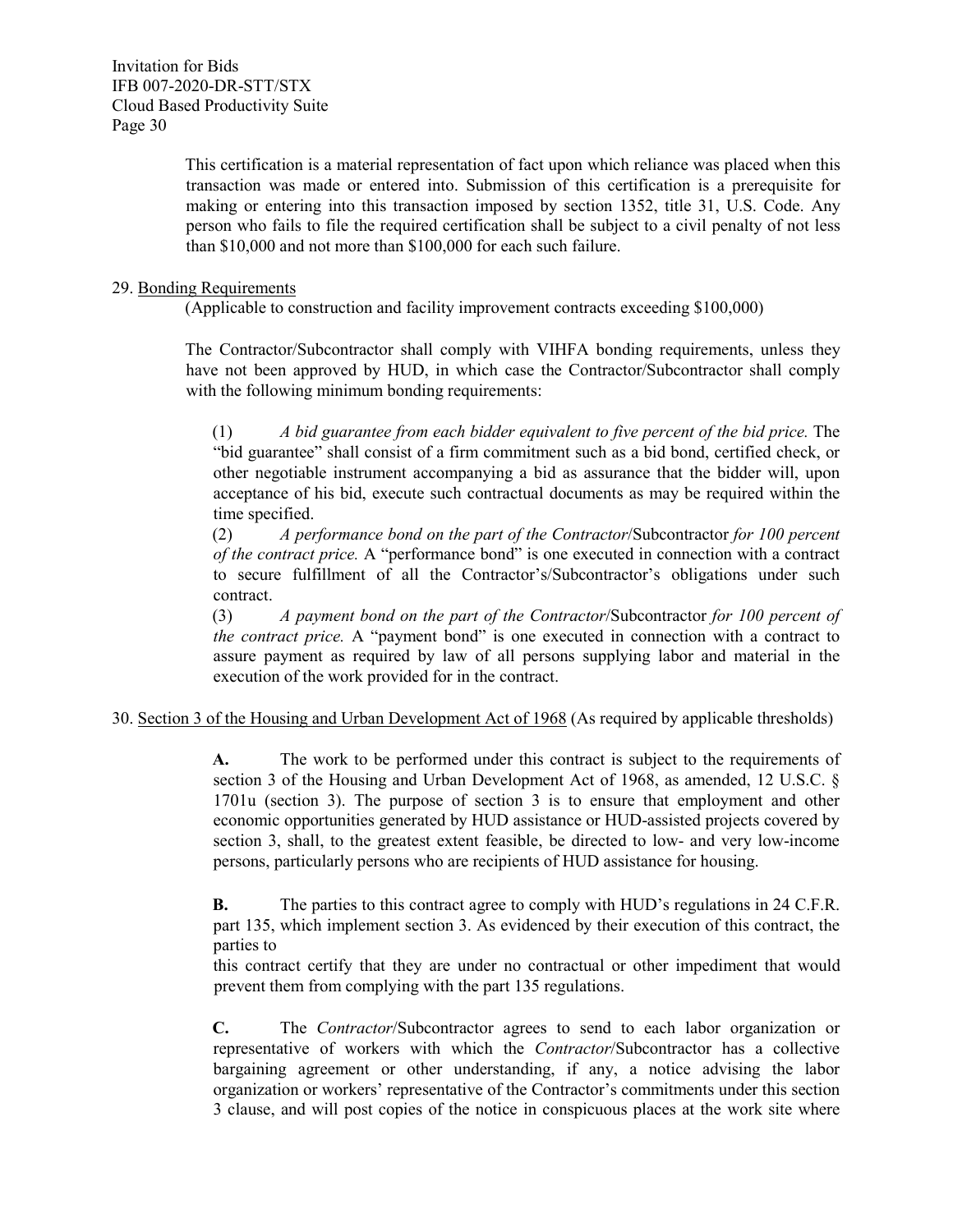This certification is a material representation of fact upon which reliance was placed when this transaction was made or entered into. Submission of this certification is a prerequisite for making or entering into this transaction imposed by section 1352, title 31, U.S. Code. Any person who fails to file the required certification shall be subject to a civil penalty of not less than $10,000 and not more than $100,000 for each such failure.

29. Bonding Requirements

(Applicable to construction and facility improvement contracts exceeding $100,000)

The Contractor/Subcontractor shall comply with VIHFA bonding requirements, unless they have not been approved by HUD, in which case the Contractor/Subcontractor shall comply with the following minimum bonding requirements:

(1) *A bid guarantee from each bidder equivalent to five percent of the bid price.* The "bid guarantee" shall consist of a firm commitment such as a bid bond, certified check, or other negotiable instrument accompanying a bid as assurance that the bidder will, upon acceptance of his bid, execute such contractual documents as may be required within the time specified.

(2) *A performance bond on the part of the Contractor*/Subcontractor *for 100 percent of the contract price.* A "performance bond" is one executed in connection with a contract to secure fulfillment of all the Contractor's/Subcontractor's obligations under such contract.

(3) *A payment bond on the part of the Contractor*/Subcontractor *for 100 percent of the contract price.* A "payment bond" is one executed in connection with a contract to assure payment as required by law of all persons supplying labor and material in the execution of the work provided for in the contract.

30. Section 3 of the Housing and Urban Development Act of 1968 (As required by applicable thresholds)

**A.** The work to be performed under this contract is subject to the requirements of section 3 of the Housing and Urban Development Act of 1968, as amended, 12 U.S.C. § 1701u (section 3). The purpose of section 3 is to ensure that employment and other economic opportunities generated by HUD assistance or HUD-assisted projects covered by section 3, shall, to the greatest extent feasible, be directed to low- and very low-income persons, particularly persons who are recipients of HUD assistance for housing.

**B.** The parties to this contract agree to comply with HUD's regulations in 24 C.F.R. part 135, which implement section 3. As evidenced by their execution of this contract, the parties to this contract certify that they are under no contractual or other impediment that would prevent them from complying with the part 135 regulations.

**C.** The *Contractor*/Subcontractor agrees to send to each labor organization or representative of workers with which the *Contractor*/Subcontractor has a collective bargaining agreement or other understanding, if any, a notice advising the labor organization or workers' representative of the Contractor's commitments under this section 3 clause, and will post copies of the notice in conspicuous places at the work site where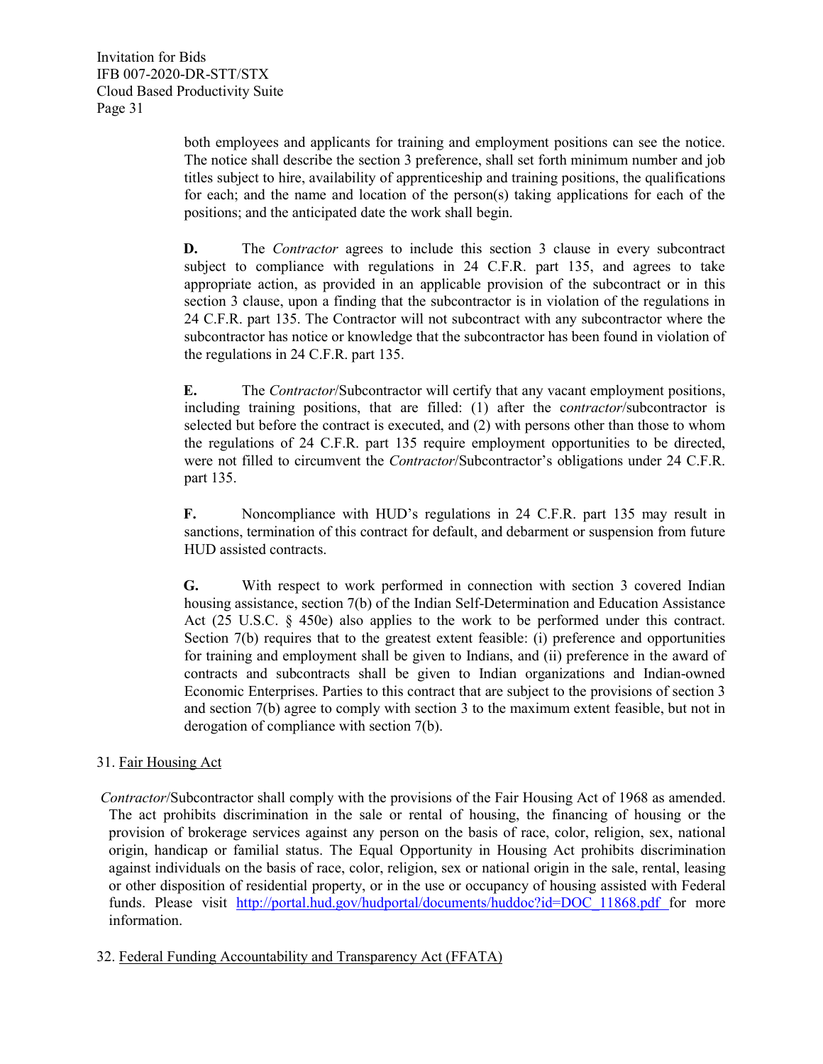both employees and applicants for training and employment positions can see the notice. The notice shall describe the section 3 preference, shall set forth minimum number and job titles subject to hire, availability of apprenticeship and training positions, the qualifications for each; and the name and location of the person(s) taking applications for each of the positions; and the anticipated date the work shall begin.

**D.** The *Contractor* agrees to include this section 3 clause in every subcontract subject to compliance with regulations in 24 C.F.R. part 135, and agrees to take appropriate action, as provided in an applicable provision of the subcontract or in this section 3 clause, upon a finding that the subcontractor is in violation of the regulations in 24 C.F.R. part 135. The Contractor will not subcontract with any subcontractor where the subcontractor has notice or knowledge that the subcontractor has been found in violation of the regulations in 24 C.F.R. part 135.

**E.** The *Contractor*/Subcontractor will certify that any vacant employment positions, including training positions, that are filled: (1) after the c*ontractor*/subcontractor is selected but before the contract is executed, and (2) with persons other than those to whom the regulations of 24 C.F.R. part 135 require employment opportunities to be directed, were not filled to circumvent the *Contractor*/Subcontractor's obligations under 24 C.F.R. part 135.

**F.** Noncompliance with HUD's regulations in 24 C.F.R. part 135 may result in sanctions, termination of this contract for default, and debarment or suspension from future HUD assisted contracts.

**G.** With respect to work performed in connection with section 3 covered Indian housing assistance, section 7(b) of the Indian Self-Determination and Education Assistance Act (25 U.S.C. § 450e) also applies to the work to be performed under this contract. Section 7(b) requires that to the greatest extent feasible: (i) preference and opportunities for training and employment shall be given to Indians, and (ii) preference in the award of contracts and subcontracts shall be given to Indian organizations and Indian-owned Economic Enterprises. Parties to this contract that are subject to the provisions of section 3 and section 7(b) agree to comply with section 3 to the maximum extent feasible, but not in derogation of compliance with section 7(b).

31. Fair Housing Act

*Contractor*/Subcontractor shall comply with the provisions of the Fair Housing Act of 1968 as amended. The act prohibits discrimination in the sale or rental of housing, the financing of housing or the provision of brokerage services against any person on the basis of race, color, religion, sex, national origin, handicap or familial status. The Equal Opportunity in Housing Act prohibits discrimination against individuals on the basis of race, color, religion, sex or national origin in the sale, rental, leasing or other disposition of residential property, or in the use or occupancy of housing assisted with Federal funds. Please visit http://portal.hud.gov/hudportal/documents/huddoc?id=DOC_11868.pdf for more information.

32. Federal Funding Accountability and Transparency Act (FFATA)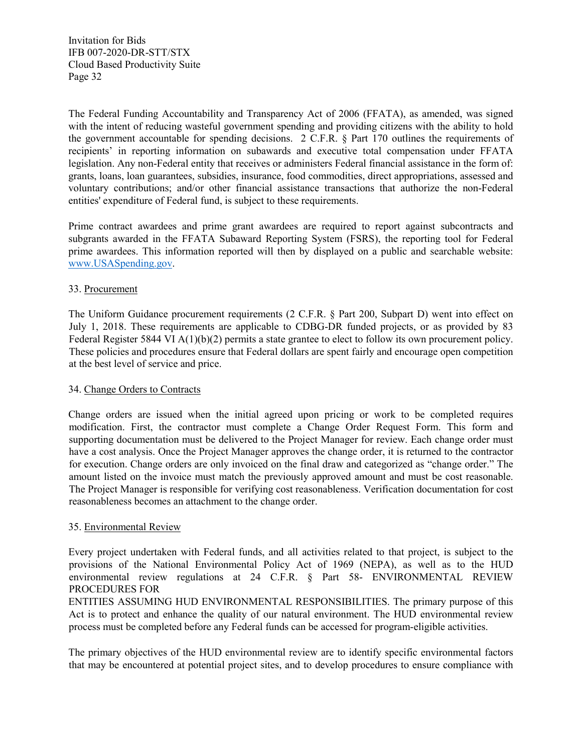The Federal Funding Accountability and Transparency Act of 2006 (FFATA), as amended, was signed with the intent of reducing wasteful government spending and providing citizens with the ability to hold the government accountable for spending decisions. 2 C.F.R. § Part 170 outlines the requirements of recipients' in reporting information on subawards and executive total compensation under FFATA legislation. Any non-Federal entity that receives or administers Federal financial assistance in the form of: grants, loans, loan guarantees, subsidies, insurance, food commodities, direct appropriations, assessed and voluntary contributions; and/or other financial assistance transactions that authorize the non-Federal entities' expenditure of Federal fund, is subject to these requirements.

Prime contract awardees and prime grant awardees are required to report against subcontracts and subgrants awarded in the FFATA Subaward Reporting System (FSRS), the reporting tool for Federal prime awardees. This information reported will then by displayed on a public and searchable website: [www.USASpending.gov](http://www.USASpending.gov).

33. Procurement

The Uniform Guidance procurement requirements (2 C.F.R. § Part 200, Subpart D) went into effect on July 1, 2018. These requirements are applicable to CDBG-DR funded projects, or as provided by 83 Federal Register 5844 VI A(1)(b)(2) permits a state grantee to elect to follow its own procurement policy. These policies and procedures ensure that Federal dollars are spent fairly and encourage open competition at the best level of service and price.

34. Change Orders to Contracts

Change orders are issued when the initial agreed upon pricing or work to be completed requires modification. First, the contractor must complete a Change Order Request Form. This form and supporting documentation must be delivered to the Project Manager for review. Each change order must have a cost analysis. Once the Project Manager approves the change order, it is returned to the contractor for execution. Change orders are only invoiced on the final draw and categorized as "change order." The amount listed on the invoice must match the previously approved amount and must be cost reasonable. The Project Manager is responsible for verifying cost reasonableness. Verification documentation for cost reasonableness becomes an attachment to the change order.

35. Environmental Review

Every project undertaken with Federal funds, and all activities related to that project, is subject to the provisions of the National Environmental Policy Act of 1969 (NEPA), as well as to the HUD environmental review regulations at 24 C.F.R. § Part 58- ENVIRONMENTAL REVIEW PROCEDURES FOR
ENTITIES ASSUMING HUD ENVIRONMENTAL RESPONSIBILITIES. The primary purpose of this Act is to protect and enhance the quality of our natural environment. The HUD environmental review process must be completed before any Federal funds can be accessed for program-eligible activities.

The primary objectives of the HUD environmental review are to identify specific environmental factors that may be encountered at potential project sites, and to develop procedures to ensure compliance with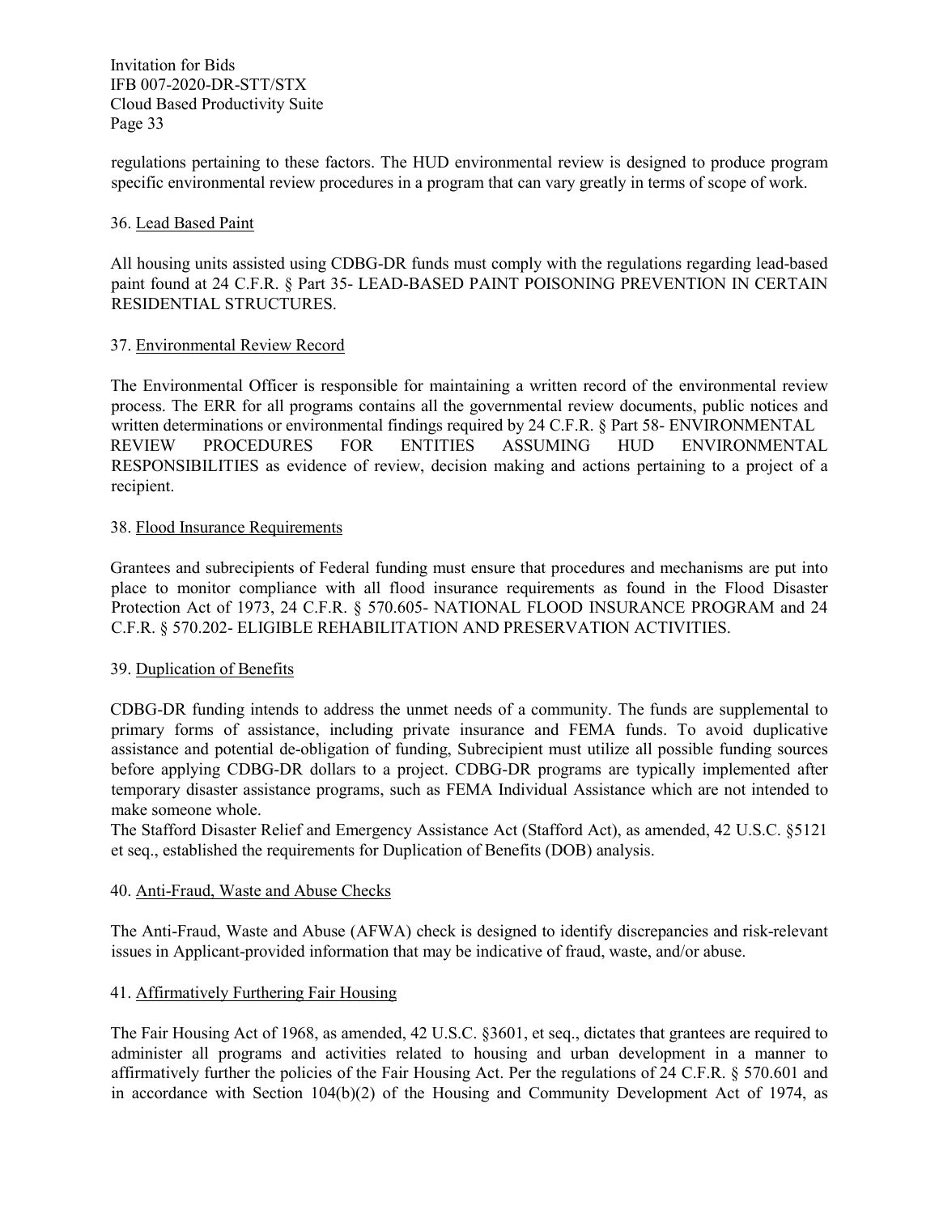regulations pertaining to these factors. The HUD environmental review is designed to produce program specific environmental review procedures in a program that can vary greatly in terms of scope of work.

36. Lead Based Paint

All housing units assisted using CDBG-DR funds must comply with the regulations regarding lead-based paint found at 24 C.F.R. § Part 35- LEAD-BASED PAINT POISONING PREVENTION IN CERTAIN RESIDENTIAL STRUCTURES.

37. Environmental Review Record

The Environmental Officer is responsible for maintaining a written record of the environmental review process. The ERR for all programs contains all the governmental review documents, public notices and written determinations or environmental findings required by 24 C.F.R. § Part 58- ENVIRONMENTAL REVIEW PROCEDURES FOR ENTITIES ASSUMING HUD ENVIRONMENTAL RESPONSIBILITIES as evidence of review, decision making and actions pertaining to a project of a recipient.

38. Flood Insurance Requirements

Grantees and subrecipients of Federal funding must ensure that procedures and mechanisms are put into place to monitor compliance with all flood insurance requirements as found in the Flood Disaster Protection Act of 1973, 24 C.F.R. § 570.605- NATIONAL FLOOD INSURANCE PROGRAM and 24 C.F.R. § 570.202- ELIGIBLE REHABILITATION AND PRESERVATION ACTIVITIES.

39. Duplication of Benefits

CDBG-DR funding intends to address the unmet needs of a community. The funds are supplemental to primary forms of assistance, including private insurance and FEMA funds. To avoid duplicative assistance and potential de-obligation of funding, Subrecipient must utilize all possible funding sources before applying CDBG-DR dollars to a project. CDBG-DR programs are typically implemented after temporary disaster assistance programs, such as FEMA Individual Assistance which are not intended to make someone whole.

The Stafford Disaster Relief and Emergency Assistance Act (Stafford Act), as amended, 42 U.S.C. §5121 et seq., established the requirements for Duplication of Benefits (DOB) analysis.

40. Anti-Fraud, Waste and Abuse Checks

The Anti-Fraud, Waste and Abuse (AFWA) check is designed to identify discrepancies and risk-relevant issues in Applicant-provided information that may be indicative of fraud, waste, and/or abuse.

41. Affirmatively Furthering Fair Housing

The Fair Housing Act of 1968, as amended, 42 U.S.C. §3601, et seq., dictates that grantees are required to administer all programs and activities related to housing and urban development in a manner to affirmatively further the policies of the Fair Housing Act. Per the regulations of 24 C.F.R. § 570.601 and in accordance with Section 104(b)(2) of the Housing and Community Development Act of 1974, as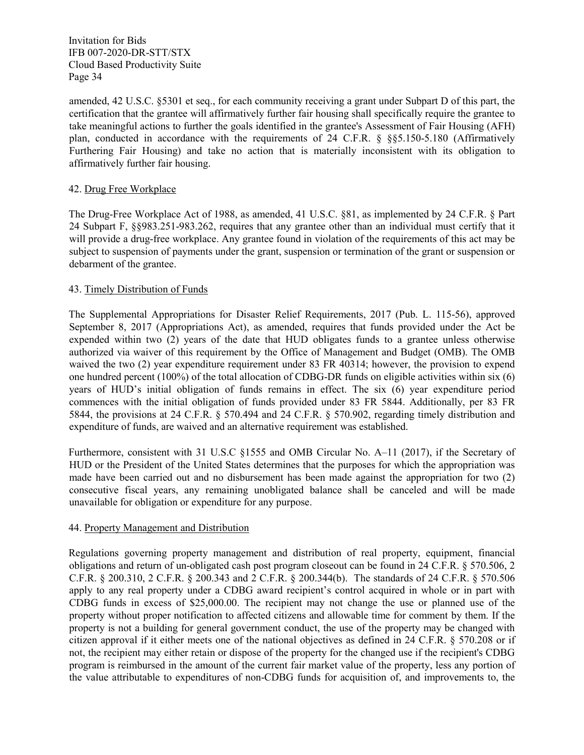amended, 42 U.S.C. §5301 et seq., for each community receiving a grant under Subpart D of this part, the certification that the grantee will affirmatively further fair housing shall specifically require the grantee to take meaningful actions to further the goals identified in the grantee's Assessment of Fair Housing (AFH) plan, conducted in accordance with the requirements of 24 C.F.R. § §§5.150-5.180 (Affirmatively Furthering Fair Housing) and take no action that is materially inconsistent with its obligation to affirmatively further fair housing.

42. Drug Free Workplace

The Drug-Free Workplace Act of 1988, as amended, 41 U.S.C. §81, as implemented by 24 C.F.R. § Part 24 Subpart F, §§983.251-983.262, requires that any grantee other than an individual must certify that it will provide a drug-free workplace. Any grantee found in violation of the requirements of this act may be subject to suspension of payments under the grant, suspension or termination of the grant or suspension or debarment of the grantee.

43. Timely Distribution of Funds

The Supplemental Appropriations for Disaster Relief Requirements, 2017 (Pub. L. 115-56), approved September 8, 2017 (Appropriations Act), as amended, requires that funds provided under the Act be expended within two (2) years of the date that HUD obligates funds to a grantee unless otherwise authorized via waiver of this requirement by the Office of Management and Budget (OMB). The OMB waived the two (2) year expenditure requirement under 83 FR 40314; however, the provision to expend one hundred percent (100%) of the total allocation of CDBG-DR funds on eligible activities within six (6) years of HUD's initial obligation of funds remains in effect. The six (6) year expenditure period commences with the initial obligation of funds provided under 83 FR 5844. Additionally, per 83 FR 5844, the provisions at 24 C.F.R. § 570.494 and 24 C.F.R. § 570.902, regarding timely distribution and expenditure of funds, are waived and an alternative requirement was established.

Furthermore, consistent with 31 U.S.C §1555 and OMB Circular No. A–11 (2017), if the Secretary of HUD or the President of the United States determines that the purposes for which the appropriation was made have been carried out and no disbursement has been made against the appropriation for two (2) consecutive fiscal years, any remaining unobligated balance shall be canceled and will be made unavailable for obligation or expenditure for any purpose.

44. Property Management and Distribution

Regulations governing property management and distribution of real property, equipment, financial obligations and return of un-obligated cash post program closeout can be found in 24 C.F.R. § 570.506, 2 C.F.R. § 200.310, 2 C.F.R. § 200.343 and 2 C.F.R. § 200.344(b). The standards of 24 C.F.R. § 570.506 apply to any real property under a CDBG award recipient's control acquired in whole or in part with CDBG funds in excess of $25,000.00. The recipient may not change the use or planned use of the property without proper notification to affected citizens and allowable time for comment by them. If the property is not a building for general government conduct, the use of the property may be changed with citizen approval if it either meets one of the national objectives as defined in 24 C.F.R. § 570.208 or if not, the recipient may either retain or dispose of the property for the changed use if the recipient's CDBG program is reimbursed in the amount of the current fair market value of the property, less any portion of the value attributable to expenditures of non-CDBG funds for acquisition of, and improvements to, the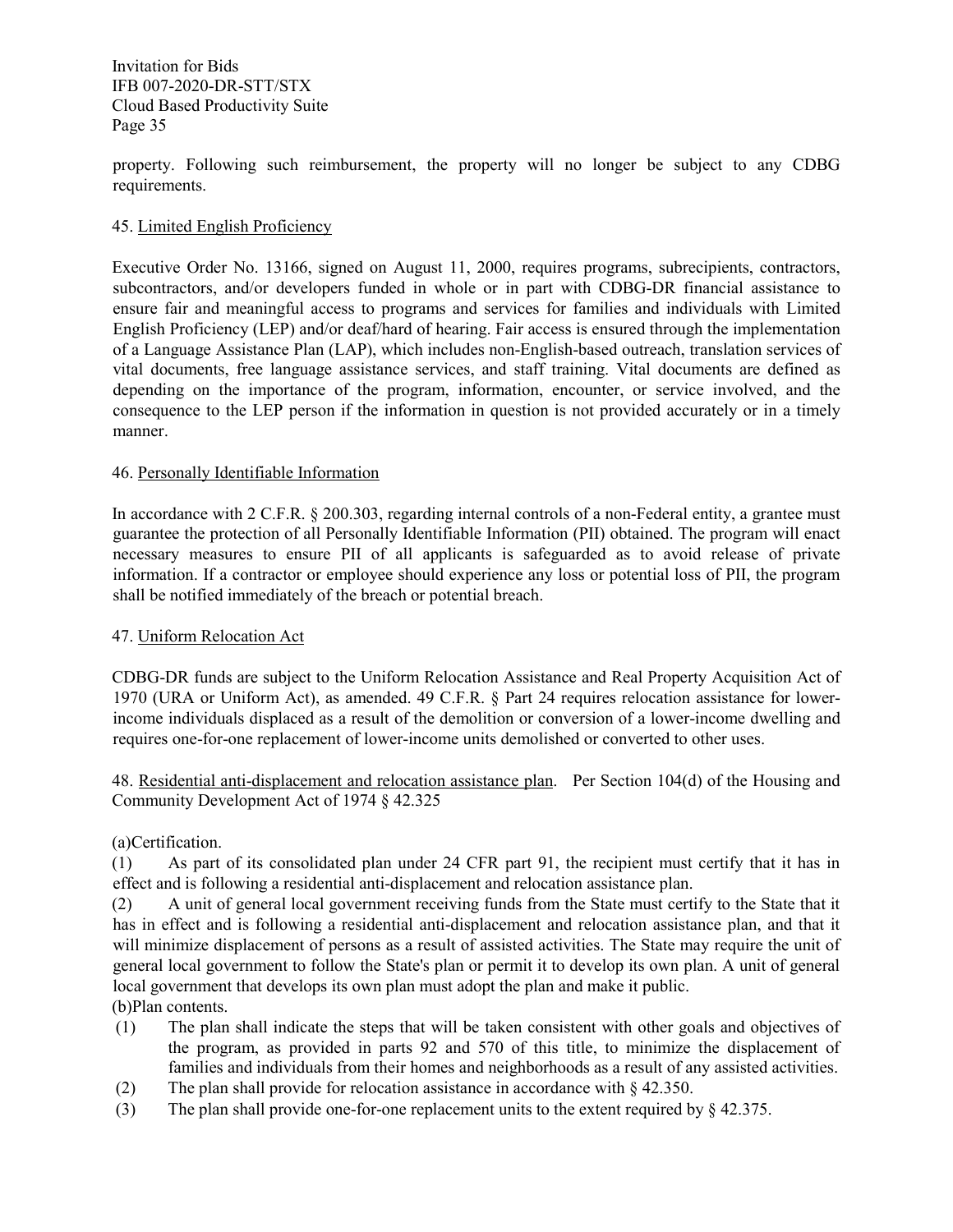property. Following such reimbursement, the property will no longer be subject to any CDBG requirements.

45. Limited English Proficiency

Executive Order No. 13166, signed on August 11, 2000, requires programs, subrecipients, contractors, subcontractors, and/or developers funded in whole or in part with CDBG-DR financial assistance to ensure fair and meaningful access to programs and services for families and individuals with Limited English Proficiency (LEP) and/or deaf/hard of hearing. Fair access is ensured through the implementation of a Language Assistance Plan (LAP), which includes non-English-based outreach, translation services of vital documents, free language assistance services, and staff training. Vital documents are defined as depending on the importance of the program, information, encounter, or service involved, and the consequence to the LEP person if the information in question is not provided accurately or in a timely manner.

46. Personally Identifiable Information

In accordance with 2 C.F.R. § 200.303, regarding internal controls of a non-Federal entity, a grantee must guarantee the protection of all Personally Identifiable Information (PII) obtained. The program will enact necessary measures to ensure PII of all applicants is safeguarded as to avoid release of private information. If a contractor or employee should experience any loss or potential loss of PII, the program shall be notified immediately of the breach or potential breach.

47. Uniform Relocation Act

CDBG-DR funds are subject to the Uniform Relocation Assistance and Real Property Acquisition Act of 1970 (URA or Uniform Act), as amended. 49 C.F.R. § Part 24 requires relocation assistance for lower-income individuals displaced as a result of the demolition or conversion of a lower-income dwelling and requires one-for-one replacement of lower-income units demolished or converted to other uses.

48. Residential anti-displacement and relocation assistance plan. Per Section 104(d) of the Housing and Community Development Act of 1974 § 42.325

(a)Certification.

(1) As part of its consolidated plan under 24 CFR part 91, the recipient must certify that it has in effect and is following a residential anti-displacement and relocation assistance plan.

(2) A unit of general local government receiving funds from the State must certify to the State that it has in effect and is following a residential anti-displacement and relocation assistance plan, and that it will minimize displacement of persons as a result of assisted activities. The State may require the unit of general local government to follow the State's plan or permit it to develop its own plan. A unit of general local government that develops its own plan must adopt the plan and make it public.

(b)Plan contents.

(1) The plan shall indicate the steps that will be taken consistent with other goals and objectives of the program, as provided in parts 92 and 570 of this title, to minimize the displacement of families and individuals from their homes and neighborhoods as a result of any assisted activities.

(2) The plan shall provide for relocation assistance in accordance with § 42.350.

(3) The plan shall provide one-for-one replacement units to the extent required by § 42.375.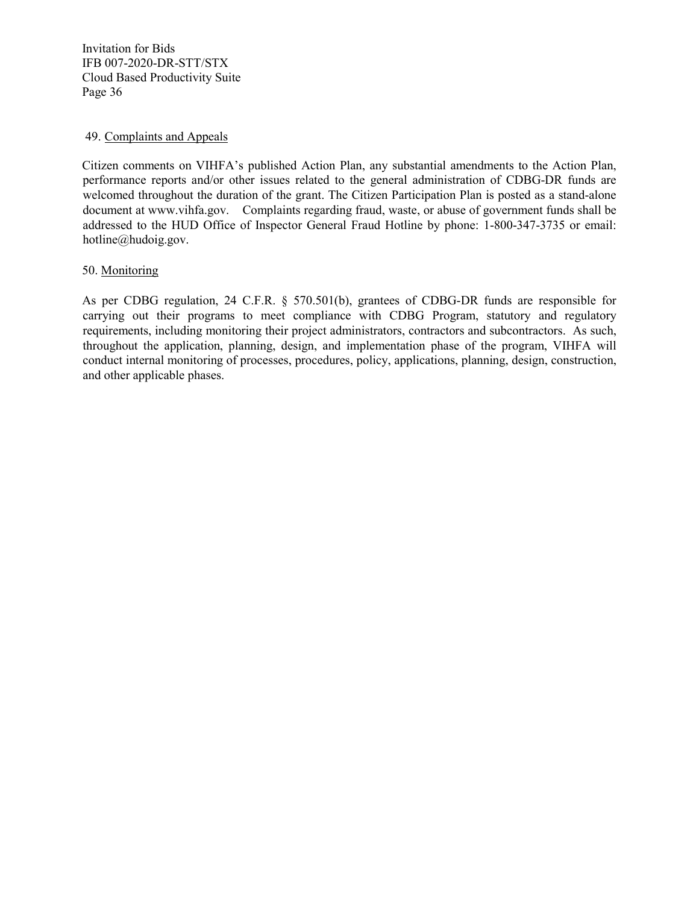49. Complaints and Appeals

Citizen comments on VIHFA's published Action Plan, any substantial amendments to the Action Plan, performance reports and/or other issues related to the general administration of CDBG-DR funds are welcomed throughout the duration of the grant. The Citizen Participation Plan is posted as a stand-alone document at www.vihfa.gov. Complaints regarding fraud, waste, or abuse of government funds shall be addressed to the HUD Office of Inspector General Fraud Hotline by phone: 1-800-347-3735 or email: hotline@hudoig.gov.

50. Monitoring

As per CDBG regulation, 24 C.F.R. § 570.501(b), grantees of CDBG-DR funds are responsible for carrying out their programs to meet compliance with CDBG Program, statutory and regulatory requirements, including monitoring their project administrators, contractors and subcontractors. As such, throughout the application, planning, design, and implementation phase of the program, VIHFA will conduct internal monitoring of processes, procedures, policy, applications, planning, design, construction, and other applicable phases.